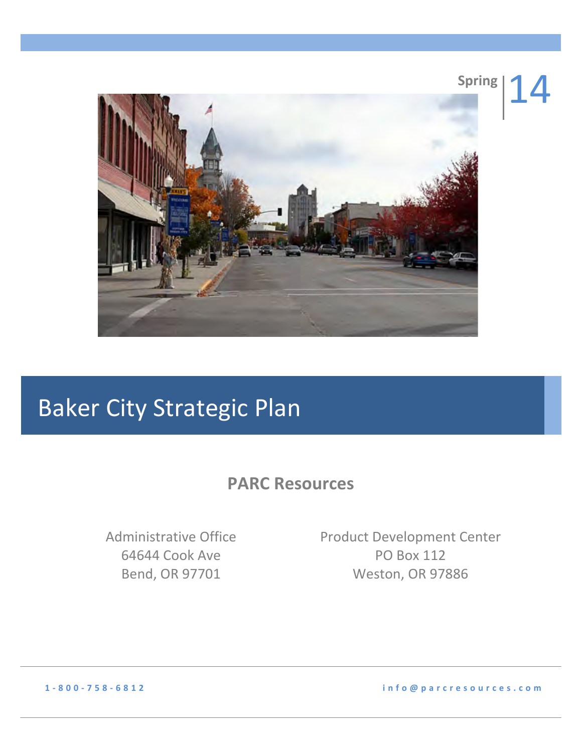Spring | 14

# Baker City Strategic Plan

## PARC Resources

Administrative Office
64644 Cook Ave
Bend, OR 97701

Product Development Center
PO Box 112
Weston, OR 97886

1-800-758-6812

info@parcresources.com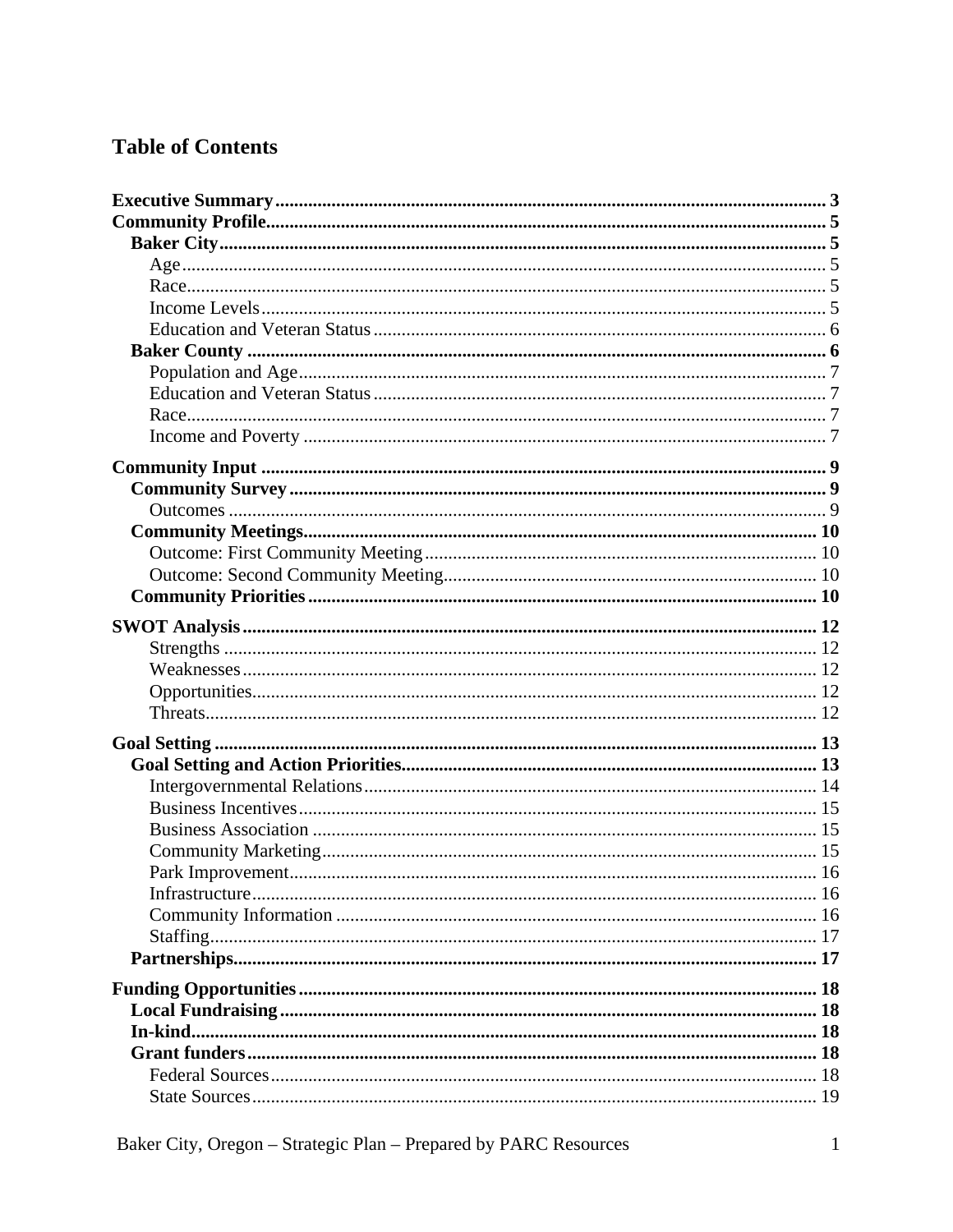# Table of Contents

- **Executive Summary** 3
- **Community Profile** 5
  - **Baker City** 5
    - Age 5
    - Race 5
    - Income Levels 5
    - Education and Veteran Status 6
  - **Baker County** 6
    - Population and Age 7
    - Education and Veteran Status 7
    - Race 7
    - Income and Poverty 7
- **Community Input** 9
  - **Community Survey** 9
    - Outcomes 9
  - **Community Meetings** 10
    - Outcome: First Community Meeting 10
    - Outcome: Second Community Meeting 10
  - **Community Priorities** 10
- **SWOT Analysis** 12
    - Strengths 12
    - Weaknesses 12
    - Opportunities 12
    - Threats 12
- **Goal Setting** 13
  - **Goal Setting and Action Priorities** 13
    - Intergovernmental Relations 14
    - Business Incentives 15
    - Business Association 15
    - Community Marketing 15
    - Park Improvement 16
    - Infrastructure 16
    - Community Information 16
    - Staffing 17
  - **Partnerships** 17
- **Funding Opportunities** 18
  - **Local Fundraising** 18
  - **In-kind** 18
  - **Grant funders** 18
    - Federal Sources 18
    - State Sources 19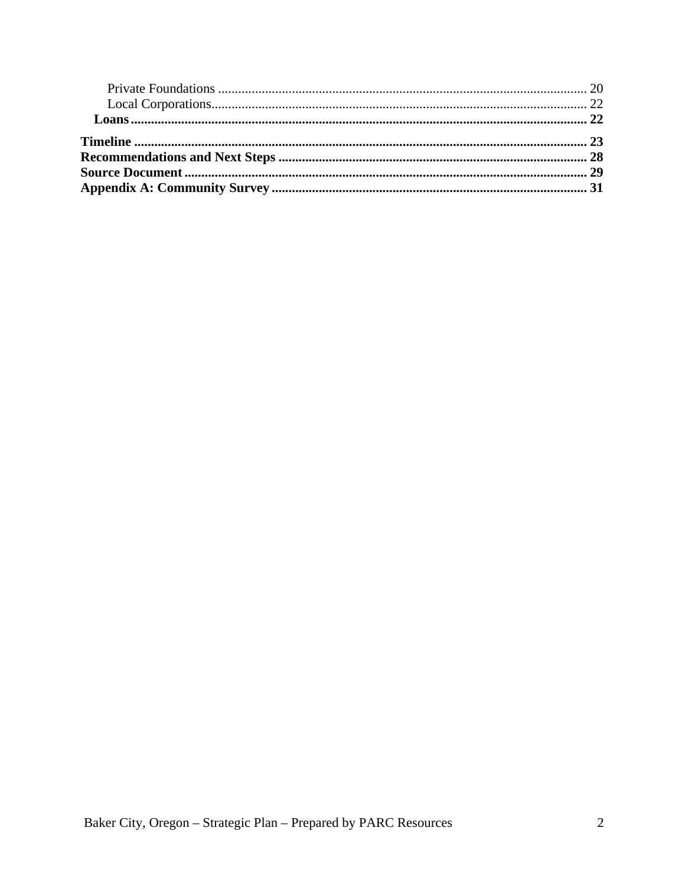Private Foundations ............................................................................................................ 20

Local Corporations.............................................................................................................. 22

**Loans ....................................................................................................................................... 22**

**Timeline .................................................................................................................................... 23**

**Recommendations and Next Steps ......................................................................................... 28**

**Source Document ..................................................................................................................... 29**

**Appendix A: Community Survey ............................................................................................ 31**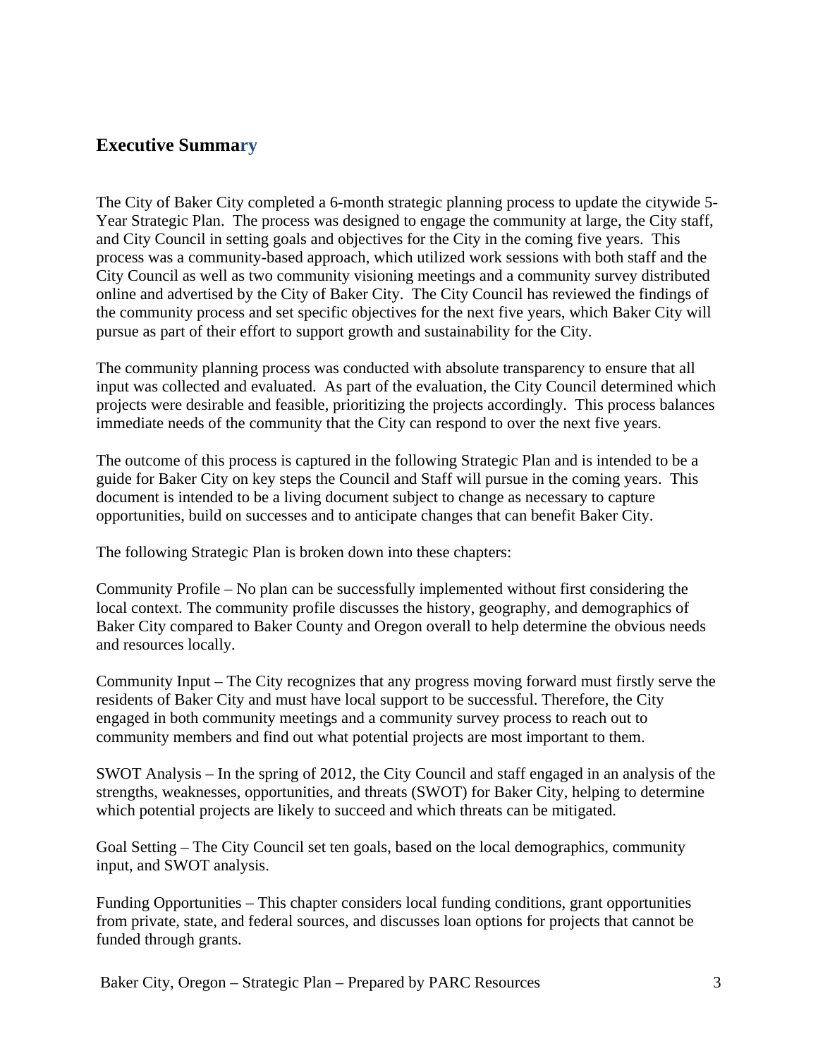## Executive Summary

The City of Baker City completed a 6-month strategic planning process to update the citywide 5-Year Strategic Plan. The process was designed to engage the community at large, the City staff, and City Council in setting goals and objectives for the City in the coming five years. This process was a community-based approach, which utilized work sessions with both staff and the City Council as well as two community visioning meetings and a community survey distributed online and advertised by the City of Baker City. The City Council has reviewed the findings of the community process and set specific objectives for the next five years, which Baker City will pursue as part of their effort to support growth and sustainability for the City.

The community planning process was conducted with absolute transparency to ensure that all input was collected and evaluated. As part of the evaluation, the City Council determined which projects were desirable and feasible, prioritizing the projects accordingly. This process balances immediate needs of the community that the City can respond to over the next five years.

The outcome of this process is captured in the following Strategic Plan and is intended to be a guide for Baker City on key steps the Council and Staff will pursue in the coming years. This document is intended to be a living document subject to change as necessary to capture opportunities, build on successes and to anticipate changes that can benefit Baker City.

The following Strategic Plan is broken down into these chapters:

Community Profile – No plan can be successfully implemented without first considering the local context. The community profile discusses the history, geography, and demographics of Baker City compared to Baker County and Oregon overall to help determine the obvious needs and resources locally.

Community Input – The City recognizes that any progress moving forward must firstly serve the residents of Baker City and must have local support to be successful. Therefore, the City engaged in both community meetings and a community survey process to reach out to community members and find out what potential projects are most important to them.

SWOT Analysis – In the spring of 2012, the City Council and staff engaged in an analysis of the strengths, weaknesses, opportunities, and threats (SWOT) for Baker City, helping to determine which potential projects are likely to succeed and which threats can be mitigated.

Goal Setting – The City Council set ten goals, based on the local demographics, community input, and SWOT analysis.

Funding Opportunities – This chapter considers local funding conditions, grant opportunities from private, state, and federal sources, and discusses loan options for projects that cannot be funded through grants.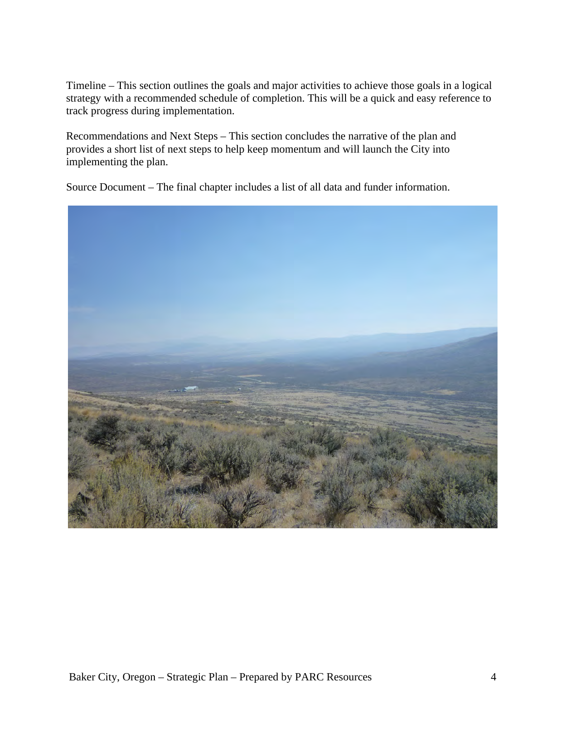Timeline – This section outlines the goals and major activities to achieve those goals in a logical strategy with a recommended schedule of completion. This will be a quick and easy reference to track progress during implementation.

Recommendations and Next Steps – This section concludes the narrative of the plan and provides a short list of next steps to help keep momentum and will launch the City into implementing the plan.

Source Document – The final chapter includes a list of all data and funder information.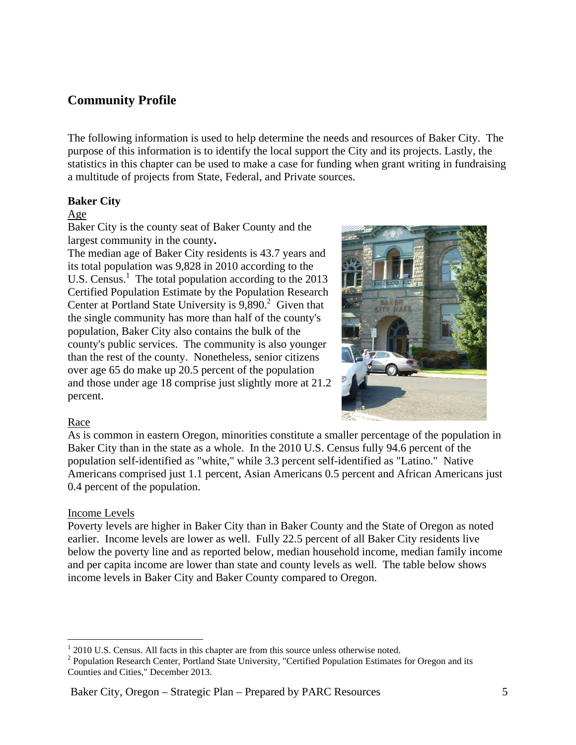## Community Profile

The following information is used to help determine the needs and resources of Baker City. The purpose of this information is to identify the local support the City and its projects. Lastly, the statistics in this chapter can be used to make a case for funding when grant writing in fundraising a multitude of projects from State, Federal, and Private sources.

### Baker City

Age

Baker City is the county seat of Baker County and the largest community in the county.

The median age of Baker City residents is 43.7 years and its total population was 9,828 in 2010 according to the U.S. Census.[1] The total population according to the 2013 Certified Population Estimate by the Population Research Center at Portland State University is 9,890.[2] Given that the single community has more than half of the county's population, Baker City also contains the bulk of the county's public services. The community is also younger than the rest of the county. Nonetheless, senior citizens over age 65 do make up 20.5 percent of the population and those under age 18 comprise just slightly more at 21.2 percent.

Race

As is common in eastern Oregon, minorities constitute a smaller percentage of the population in Baker City than in the state as a whole. In the 2010 U.S. Census fully 94.6 percent of the population self-identified as "white," while 3.3 percent self-identified as "Latino." Native Americans comprised just 1.1 percent, Asian Americans 0.5 percent and African Americans just 0.4 percent of the population.

Income Levels

Poverty levels are higher in Baker City than in Baker County and the State of Oregon as noted earlier. Income levels are lower as well. Fully 22.5 percent of all Baker City residents live below the poverty line and as reported below, median household income, median family income and per capita income are lower than state and county levels as well. The table below shows income levels in Baker City and Baker County compared to Oregon.

---

[1] 2010 U.S. Census. All facts in this chapter are from this source unless otherwise noted.

[2] Population Research Center, Portland State University, "Certified Population Estimates for Oregon and its Counties and Cities," December 2013.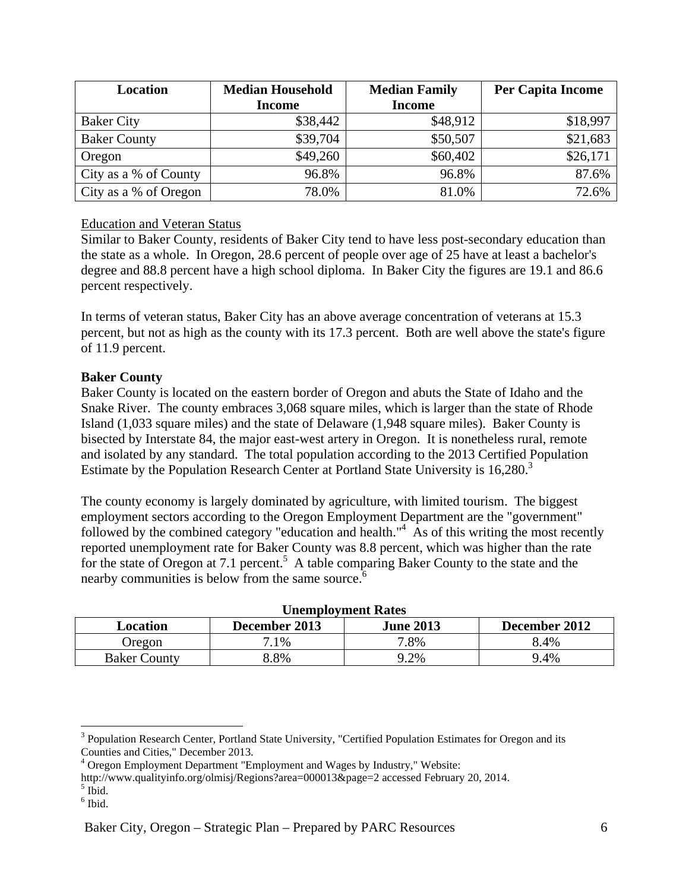| Location | Median Household Income | Median Family Income | Per Capita Income |
|---|---|---|---|
| Baker City | $38,442 | $48,912 | $18,997 |
| Baker County | $39,704 | $50,507 | $21,683 |
| Oregon | $49,260 | $60,402 | $26,171 |
| City as a % of County | 96.8% | 96.8% | 87.6% |
| City as a % of Oregon | 78.0% | 81.0% | 72.6% |

Education and Veteran Status

Similar to Baker County, residents of Baker City tend to have less post-secondary education than the state as a whole. In Oregon, 28.6 percent of people over age of 25 have at least a bachelor's degree and 88.8 percent have a high school diploma. In Baker City the figures are 19.1 and 86.6 percent respectively.

In terms of veteran status, Baker City has an above average concentration of veterans at 15.3 percent, but not as high as the county with its 17.3 percent. Both are well above the state's figure of 11.9 percent.

**Baker County**

Baker County is located on the eastern border of Oregon and abuts the State of Idaho and the Snake River. The county embraces 3,068 square miles, which is larger than the state of Rhode Island (1,033 square miles) and the state of Delaware (1,948 square miles). Baker County is bisected by Interstate 84, the major east-west artery in Oregon. It is nonetheless rural, remote and isolated by any standard. The total population according to the 2013 Certified Population Estimate by the Population Research Center at Portland State University is 16,280.[3]

The county economy is largely dominated by agriculture, with limited tourism. The biggest employment sectors according to the Oregon Employment Department are the "government" followed by the combined category "education and health."[4] As of this writing the most recently reported unemployment rate for Baker County was 8.8 percent, which was higher than the rate for the state of Oregon at 7.1 percent.[5] A table comparing Baker County to the state and the nearby communities is below from the same source.[6]

**Unemployment Rates**

| Location | December 2013 | June 2013 | December 2012 |
|---|---|---|---|
| Oregon | 7.1% | 7.8% | 8.4% |
| Baker County | 8.8% | 9.2% | 9.4% |

[3] Population Research Center, Portland State University, "Certified Population Estimates for Oregon and its Counties and Cities," December 2013.

[4] Oregon Employment Department "Employment and Wages by Industry," Website: http://www.qualityinfo.org/olmisj/Regions?area=000013&page=2 accessed February 20, 2014.

[5] Ibid.

[6] Ibid.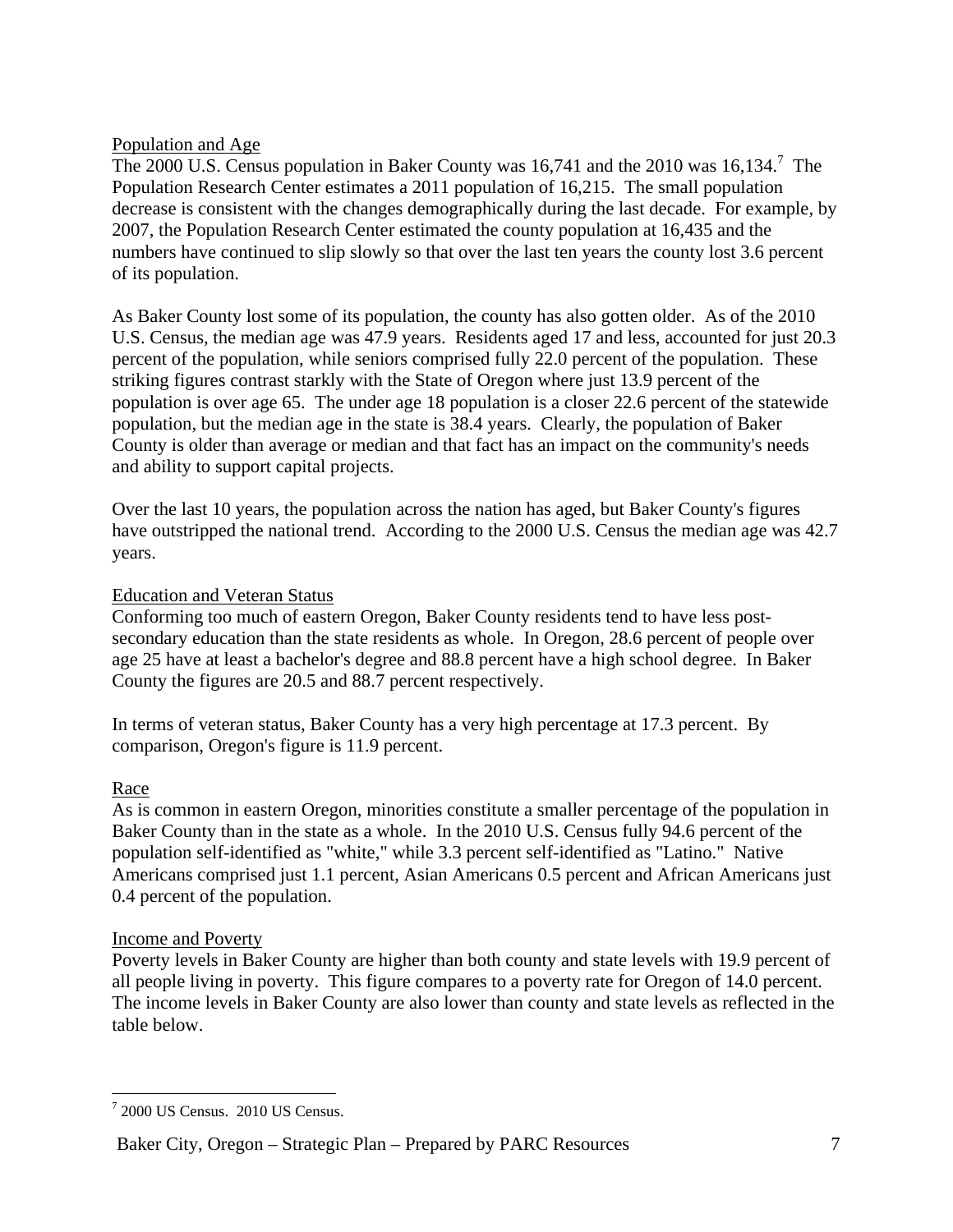## Population and Age

The 2000 U.S. Census population in Baker County was 16,741 and the 2010 was 16,134.[7] The Population Research Center estimates a 2011 population of 16,215. The small population decrease is consistent with the changes demographically during the last decade. For example, by 2007, the Population Research Center estimated the county population at 16,435 and the numbers have continued to slip slowly so that over the last ten years the county lost 3.6 percent of its population.

As Baker County lost some of its population, the county has also gotten older. As of the 2010 U.S. Census, the median age was 47.9 years. Residents aged 17 and less, accounted for just 20.3 percent of the population, while seniors comprised fully 22.0 percent of the population. These striking figures contrast starkly with the State of Oregon where just 13.9 percent of the population is over age 65. The under age 18 population is a closer 22.6 percent of the statewide population, but the median age in the state is 38.4 years. Clearly, the population of Baker County is older than average or median and that fact has an impact on the community's needs and ability to support capital projects.

Over the last 10 years, the population across the nation has aged, but Baker County's figures have outstripped the national trend. According to the 2000 U.S. Census the median age was 42.7 years.

## Education and Veteran Status

Conforming too much of eastern Oregon, Baker County residents tend to have less post-secondary education than the state residents as whole. In Oregon, 28.6 percent of people over age 25 have at least a bachelor's degree and 88.8 percent have a high school degree. In Baker County the figures are 20.5 and 88.7 percent respectively.

In terms of veteran status, Baker County has a very high percentage at 17.3 percent. By comparison, Oregon's figure is 11.9 percent.

## Race

As is common in eastern Oregon, minorities constitute a smaller percentage of the population in Baker County than in the state as a whole. In the 2010 U.S. Census fully 94.6 percent of the population self-identified as "white," while 3.3 percent self-identified as "Latino." Native Americans comprised just 1.1 percent, Asian Americans 0.5 percent and African Americans just 0.4 percent of the population.

## Income and Poverty

Poverty levels in Baker County are higher than both county and state levels with 19.9 percent of all people living in poverty. This figure compares to a poverty rate for Oregon of 14.0 percent. The income levels in Baker County are also lower than county and state levels as reflected in the table below.

---

[7] 2000 US Census. 2010 US Census.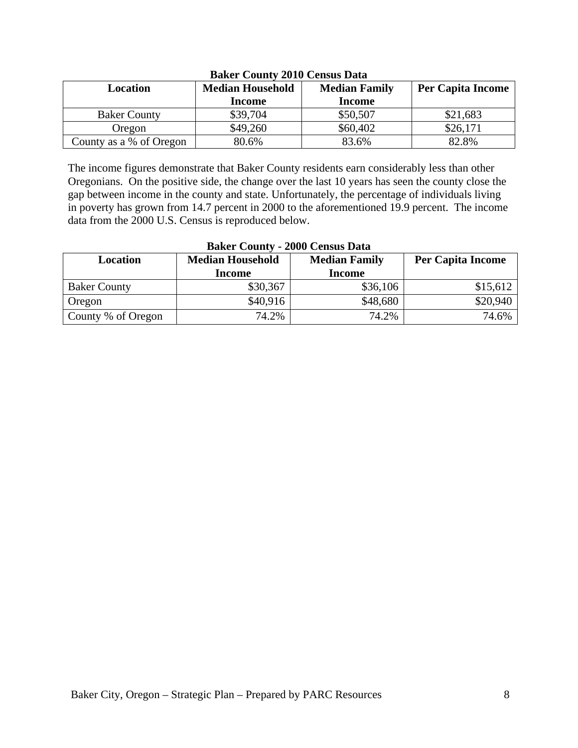**Baker County 2010 Census Data**

| Location | Median Household Income | Median Family Income | Per Capita Income |
| --- | --- | --- | --- |
| Baker County | $39,704 | $50,507 | $21,683 |
| Oregon | $49,260 | $60,402 | $26,171 |
| County as a % of Oregon | 80.6% | 83.6% | 82.8% |

The income figures demonstrate that Baker County residents earn considerably less than other Oregonians. On the positive side, the change over the last 10 years has seen the county close the gap between income in the county and state. Unfortunately, the percentage of individuals living in poverty has grown from 14.7 percent in 2000 to the aforementioned 19.9 percent. The income data from the 2000 U.S. Census is reproduced below.

**Baker County - 2000 Census Data**

| Location | Median Household Income | Median Family Income | Per Capita Income |
| --- | --- | --- | --- |
| Baker County | $30,367 | $36,106 | $15,612 |
| Oregon | $40,916 | $48,680 | $20,940 |
| County % of Oregon | 74.2% | 74.2% | 74.6% |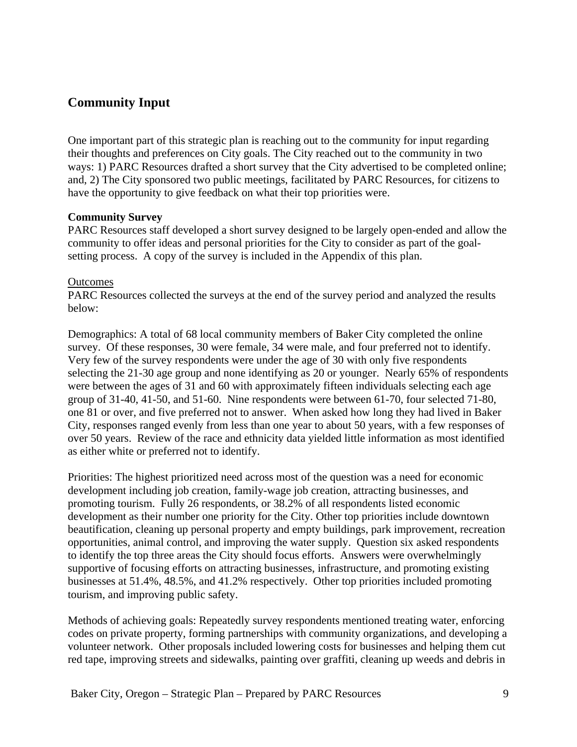## Community Input

One important part of this strategic plan is reaching out to the community for input regarding their thoughts and preferences on City goals. The City reached out to the community in two ways: 1) PARC Resources drafted a short survey that the City advertised to be completed online; and, 2) The City sponsored two public meetings, facilitated by PARC Resources, for citizens to have the opportunity to give feedback on what their top priorities were.

**Community Survey**

PARC Resources staff developed a short survey designed to be largely open-ended and allow the community to offer ideas and personal priorities for the City to consider as part of the goal-setting process. A copy of the survey is included in the Appendix of this plan.

Outcomes

PARC Resources collected the surveys at the end of the survey period and analyzed the results below:

Demographics: A total of 68 local community members of Baker City completed the online survey. Of these responses, 30 were female, 34 were male, and four preferred not to identify. Very few of the survey respondents were under the age of 30 with only five respondents selecting the 21-30 age group and none identifying as 20 or younger. Nearly 65% of respondents were between the ages of 31 and 60 with approximately fifteen individuals selecting each age group of 31-40, 41-50, and 51-60. Nine respondents were between 61-70, four selected 71-80, one 81 or over, and five preferred not to answer. When asked how long they had lived in Baker City, responses ranged evenly from less than one year to about 50 years, with a few responses of over 50 years. Review of the race and ethnicity data yielded little information as most identified as either white or preferred not to identify.

Priorities: The highest prioritized need across most of the question was a need for economic development including job creation, family-wage job creation, attracting businesses, and promoting tourism. Fully 26 respondents, or 38.2% of all respondents listed economic development as their number one priority for the City. Other top priorities include downtown beautification, cleaning up personal property and empty buildings, park improvement, recreation opportunities, animal control, and improving the water supply. Question six asked respondents to identify the top three areas the City should focus efforts. Answers were overwhelmingly supportive of focusing efforts on attracting businesses, infrastructure, and promoting existing businesses at 51.4%, 48.5%, and 41.2% respectively. Other top priorities included promoting tourism, and improving public safety.

Methods of achieving goals: Repeatedly survey respondents mentioned treating water, enforcing codes on private property, forming partnerships with community organizations, and developing a volunteer network. Other proposals included lowering costs for businesses and helping them cut red tape, improving streets and sidewalks, painting over graffiti, cleaning up weeds and debris in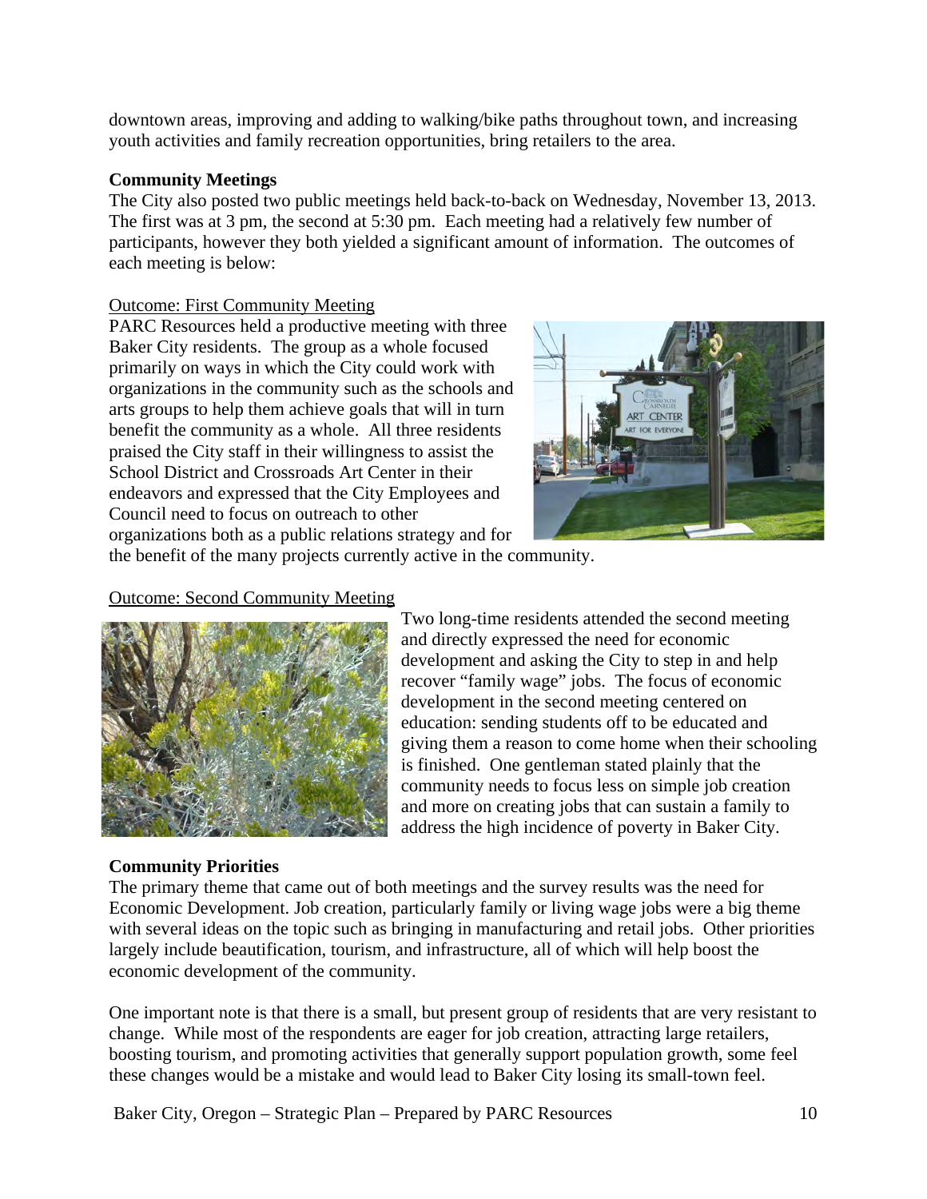downtown areas, improving and adding to walking/bike paths throughout town, and increasing youth activities and family recreation opportunities, bring retailers to the area.

**Community Meetings**

The City also posted two public meetings held back-to-back on Wednesday, November 13, 2013. The first was at 3 pm, the second at 5:30 pm. Each meeting had a relatively few number of participants, however they both yielded a significant amount of information. The outcomes of each meeting is below:

Outcome: First Community Meeting

PARC Resources held a productive meeting with three Baker City residents. The group as a whole focused primarily on ways in which the City could work with organizations in the community such as the schools and arts groups to help them achieve goals that will in turn benefit the community as a whole. All three residents praised the City staff in their willingness to assist the School District and Crossroads Art Center in their endeavors and expressed that the City Employees and Council need to focus on outreach to other organizations both as a public relations strategy and for the benefit of the many projects currently active in the community.

Outcome: Second Community Meeting

Two long-time residents attended the second meeting and directly expressed the need for economic development and asking the City to step in and help recover "family wage" jobs. The focus of economic development in the second meeting centered on education: sending students off to be educated and giving them a reason to come home when their schooling is finished. One gentleman stated plainly that the community needs to focus less on simple job creation and more on creating jobs that can sustain a family to address the high incidence of poverty in Baker City.

**Community Priorities**

The primary theme that came out of both meetings and the survey results was the need for Economic Development. Job creation, particularly family or living wage jobs were a big theme with several ideas on the topic such as bringing in manufacturing and retail jobs. Other priorities largely include beautification, tourism, and infrastructure, all of which will help boost the economic development of the community.

One important note is that there is a small, but present group of residents that are very resistant to change. While most of the respondents are eager for job creation, attracting large retailers, boosting tourism, and promoting activities that generally support population growth, some feel these changes would be a mistake and would lead to Baker City losing its small-town feel.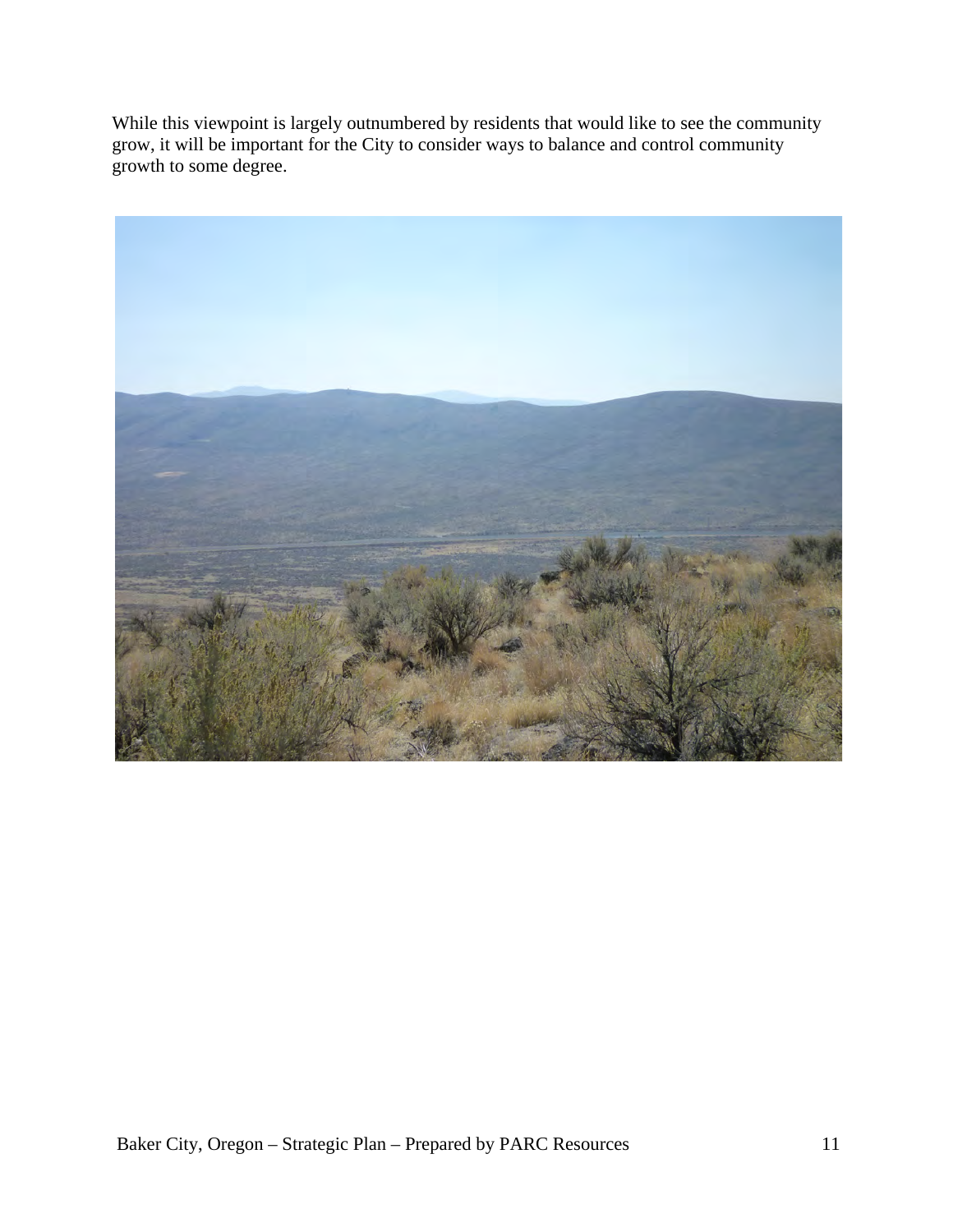While this viewpoint is largely outnumbered by residents that would like to see the community grow, it will be important for the City to consider ways to balance and control community growth to some degree.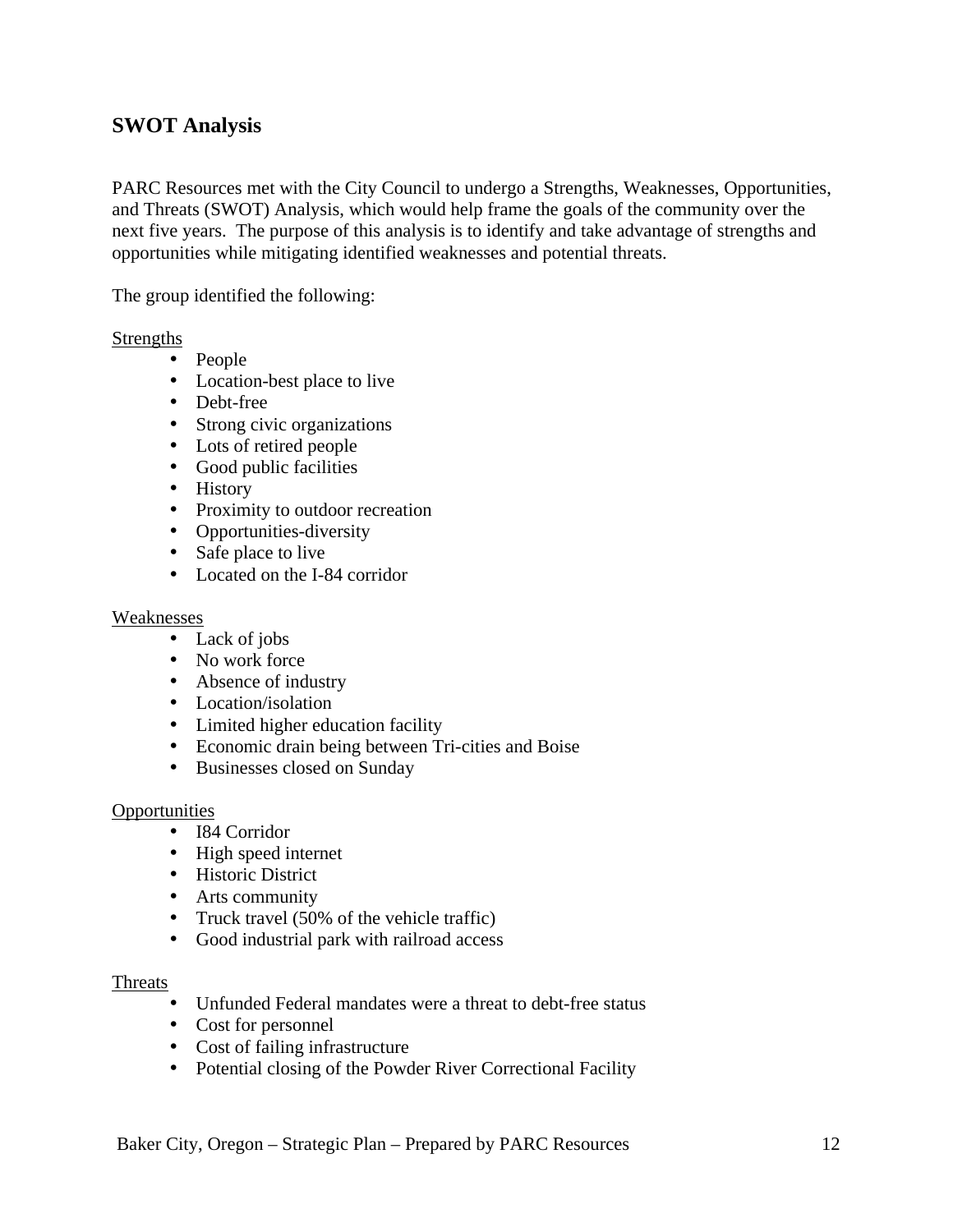## SWOT Analysis

PARC Resources met with the City Council to undergo a Strengths, Weaknesses, Opportunities, and Threats (SWOT) Analysis, which would help frame the goals of the community over the next five years. The purpose of this analysis is to identify and take advantage of strengths and opportunities while mitigating identified weaknesses and potential threats.

The group identified the following:

Strengths

- People
- Location-best place to live
- Debt-free
- Strong civic organizations
- Lots of retired people
- Good public facilities
- History
- Proximity to outdoor recreation
- Opportunities-diversity
- Safe place to live
- Located on the I-84 corridor

Weaknesses

- Lack of jobs
- No work force
- Absence of industry
- Location/isolation
- Limited higher education facility
- Economic drain being between Tri-cities and Boise
- Businesses closed on Sunday

Opportunities

- I84 Corridor
- High speed internet
- Historic District
- Arts community
- Truck travel (50% of the vehicle traffic)
- Good industrial park with railroad access

Threats

- Unfunded Federal mandates were a threat to debt-free status
- Cost for personnel
- Cost of failing infrastructure
- Potential closing of the Powder River Correctional Facility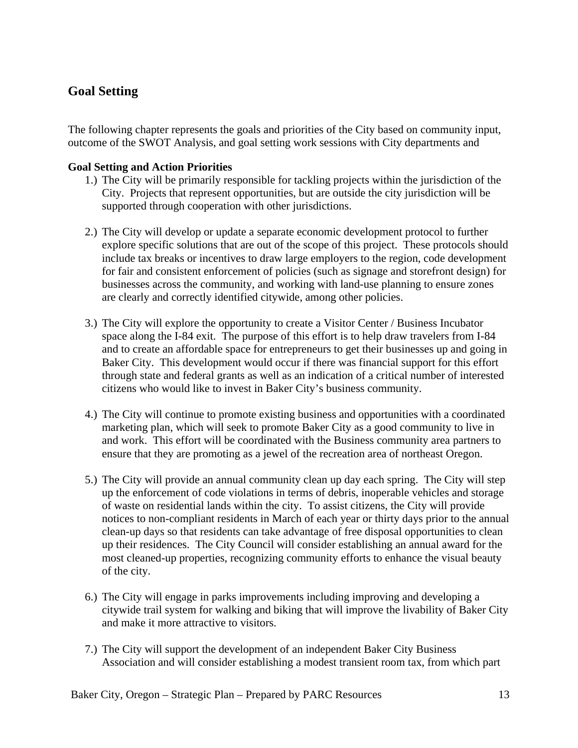## Goal Setting

The following chapter represents the goals and priorities of the City based on community input, outcome of the SWOT Analysis, and goal setting work sessions with City departments and

**Goal Setting and Action Priorities**

1.) The City will be primarily responsible for tackling projects within the jurisdiction of the City. Projects that represent opportunities, but are outside the city jurisdiction will be supported through cooperation with other jurisdictions.

2.) The City will develop or update a separate economic development protocol to further explore specific solutions that are out of the scope of this project. These protocols should include tax breaks or incentives to draw large employers to the region, code development for fair and consistent enforcement of policies (such as signage and storefront design) for businesses across the community, and working with land-use planning to ensure zones are clearly and correctly identified citywide, among other policies.

3.) The City will explore the opportunity to create a Visitor Center / Business Incubator space along the I-84 exit. The purpose of this effort is to help draw travelers from I-84 and to create an affordable space for entrepreneurs to get their businesses up and going in Baker City. This development would occur if there was financial support for this effort through state and federal grants as well as an indication of a critical number of interested citizens who would like to invest in Baker City's business community.

4.) The City will continue to promote existing business and opportunities with a coordinated marketing plan, which will seek to promote Baker City as a good community to live in and work. This effort will be coordinated with the Business community area partners to ensure that they are promoting as a jewel of the recreation area of northeast Oregon.

5.) The City will provide an annual community clean up day each spring. The City will step up the enforcement of code violations in terms of debris, inoperable vehicles and storage of waste on residential lands within the city. To assist citizens, the City will provide notices to non-compliant residents in March of each year or thirty days prior to the annual clean-up days so that residents can take advantage of free disposal opportunities to clean up their residences. The City Council will consider establishing an annual award for the most cleaned-up properties, recognizing community efforts to enhance the visual beauty of the city.

6.) The City will engage in parks improvements including improving and developing a citywide trail system for walking and biking that will improve the livability of Baker City and make it more attractive to visitors.

7.) The City will support the development of an independent Baker City Business Association and will consider establishing a modest transient room tax, from which part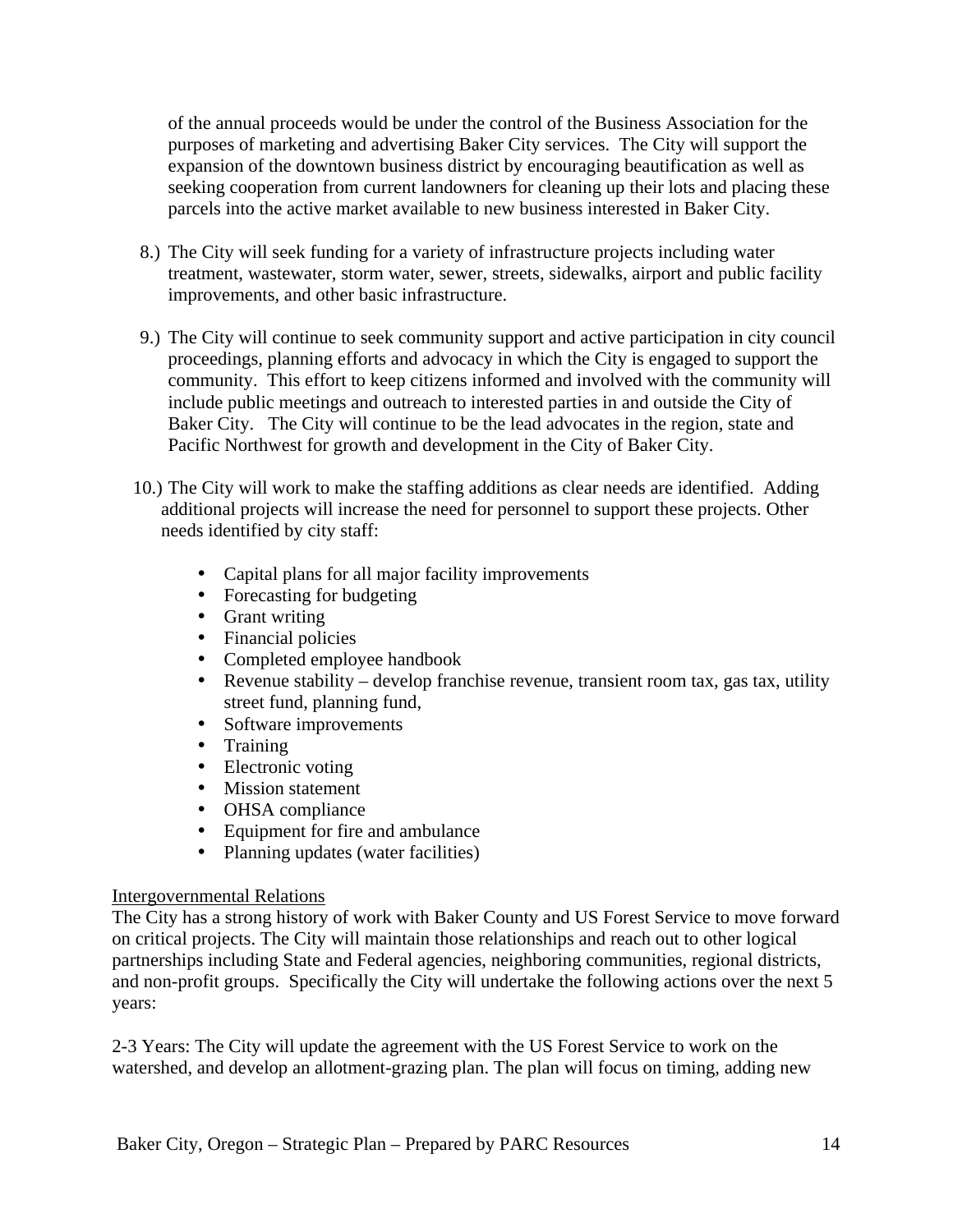of the annual proceeds would be under the control of the Business Association for the purposes of marketing and advertising Baker City services. The City will support the expansion of the downtown business district by encouraging beautification as well as seeking cooperation from current landowners for cleaning up their lots and placing these parcels into the active market available to new business interested in Baker City.

8.) The City will seek funding for a variety of infrastructure projects including water treatment, wastewater, storm water, sewer, streets, sidewalks, airport and public facility improvements, and other basic infrastructure.

9.) The City will continue to seek community support and active participation in city council proceedings, planning efforts and advocacy in which the City is engaged to support the community. This effort to keep citizens informed and involved with the community will include public meetings and outreach to interested parties in and outside the City of Baker City. The City will continue to be the lead advocates in the region, state and Pacific Northwest for growth and development in the City of Baker City.

10.) The City will work to make the staffing additions as clear needs are identified. Adding additional projects will increase the need for personnel to support these projects. Other needs identified by city staff:

- Capital plans for all major facility improvements
- Forecasting for budgeting
- Grant writing
- Financial policies
- Completed employee handbook
- Revenue stability – develop franchise revenue, transient room tax, gas tax, utility street fund, planning fund,
- Software improvements
- Training
- Electronic voting
- Mission statement
- OHSA compliance
- Equipment for fire and ambulance
- Planning updates (water facilities)

Intergovernmental Relations

The City has a strong history of work with Baker County and US Forest Service to move forward on critical projects. The City will maintain those relationships and reach out to other logical partnerships including State and Federal agencies, neighboring communities, regional districts, and non-profit groups. Specifically the City will undertake the following actions over the next 5 years:

2-3 Years: The City will update the agreement with the US Forest Service to work on the watershed, and develop an allotment-grazing plan. The plan will focus on timing, adding new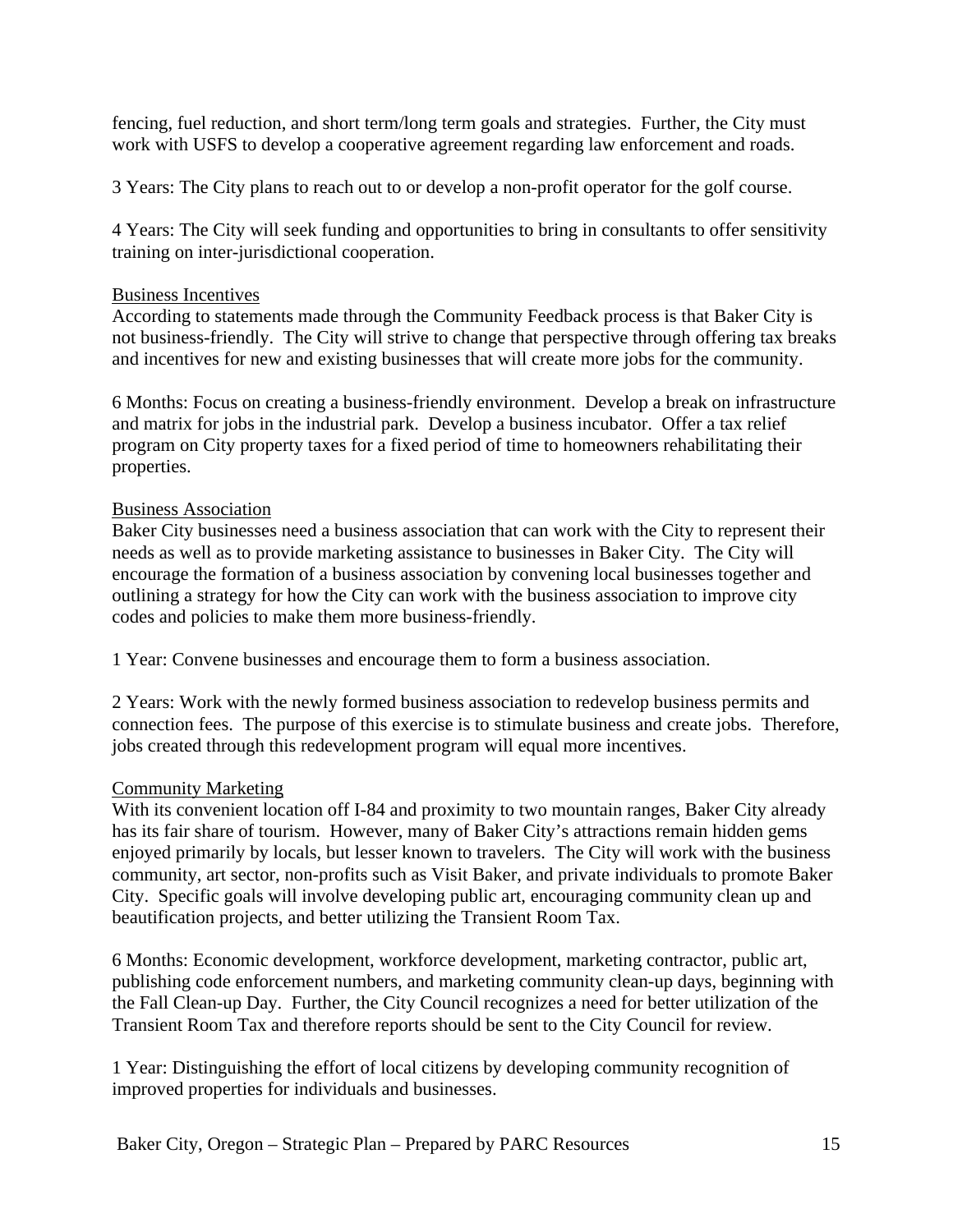fencing, fuel reduction, and short term/long term goals and strategies. Further, the City must work with USFS to develop a cooperative agreement regarding law enforcement and roads.

3 Years: The City plans to reach out to or develop a non-profit operator for the golf course.

4 Years: The City will seek funding and opportunities to bring in consultants to offer sensitivity training on inter-jurisdictional cooperation.

<u>Business Incentives</u>
According to statements made through the Community Feedback process is that Baker City is not business-friendly. The City will strive to change that perspective through offering tax breaks and incentives for new and existing businesses that will create more jobs for the community.

6 Months: Focus on creating a business-friendly environment. Develop a break on infrastructure and matrix for jobs in the industrial park. Develop a business incubator. Offer a tax relief program on City property taxes for a fixed period of time to homeowners rehabilitating their properties.

<u>Business Association</u>
Baker City businesses need a business association that can work with the City to represent their needs as well as to provide marketing assistance to businesses in Baker City. The City will encourage the formation of a business association by convening local businesses together and outlining a strategy for how the City can work with the business association to improve city codes and policies to make them more business-friendly.

1 Year: Convene businesses and encourage them to form a business association.

2 Years: Work with the newly formed business association to redevelop business permits and connection fees. The purpose of this exercise is to stimulate business and create jobs. Therefore, jobs created through this redevelopment program will equal more incentives.

<u>Community Marketing</u>
With its convenient location off I-84 and proximity to two mountain ranges, Baker City already has its fair share of tourism. However, many of Baker City's attractions remain hidden gems enjoyed primarily by locals, but lesser known to travelers. The City will work with the business community, art sector, non-profits such as Visit Baker, and private individuals to promote Baker City. Specific goals will involve developing public art, encouraging community clean up and beautification projects, and better utilizing the Transient Room Tax.

6 Months: Economic development, workforce development, marketing contractor, public art, publishing code enforcement numbers, and marketing community clean-up days, beginning with the Fall Clean-up Day. Further, the City Council recognizes a need for better utilization of the Transient Room Tax and therefore reports should be sent to the City Council for review.

1 Year: Distinguishing the effort of local citizens by developing community recognition of improved properties for individuals and businesses.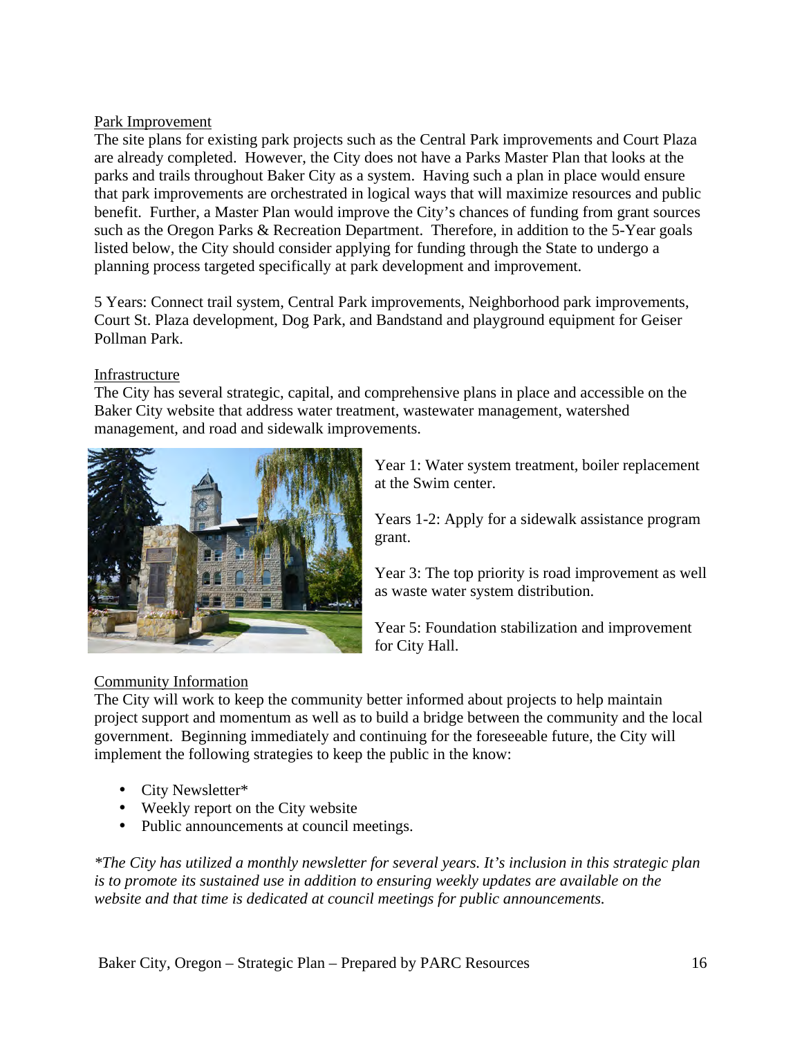<u>Park Improvement</u>

The site plans for existing park projects such as the Central Park improvements and Court Plaza are already completed. However, the City does not have a Parks Master Plan that looks at the parks and trails throughout Baker City as a system. Having such a plan in place would ensure that park improvements are orchestrated in logical ways that will maximize resources and public benefit. Further, a Master Plan would improve the City's chances of funding from grant sources such as the Oregon Parks & Recreation Department. Therefore, in addition to the 5-Year goals listed below, the City should consider applying for funding through the State to undergo a planning process targeted specifically at park development and improvement.

5 Years: Connect trail system, Central Park improvements, Neighborhood park improvements, Court St. Plaza development, Dog Park, and Bandstand and playground equipment for Geiser Pollman Park.

<u>Infrastructure</u>

The City has several strategic, capital, and comprehensive plans in place and accessible on the Baker City website that address water treatment, wastewater management, watershed management, and road and sidewalk improvements.

Year 1: Water system treatment, boiler replacement at the Swim center.

Years 1-2: Apply for a sidewalk assistance program grant.

Year 3: The top priority is road improvement as well as waste water system distribution.

Year 5: Foundation stabilization and improvement for City Hall.

<u>Community Information</u>

The City will work to keep the community better informed about projects to help maintain project support and momentum as well as to build a bridge between the community and the local government. Beginning immediately and continuing for the foreseeable future, the City will implement the following strategies to keep the public in the know:

- City Newsletter*
- Weekly report on the City website
- Public announcements at council meetings.

*\*The City has utilized a monthly newsletter for several years. It's inclusion in this strategic plan is to promote its sustained use in addition to ensuring weekly updates are available on the website and that time is dedicated at council meetings for public announcements.*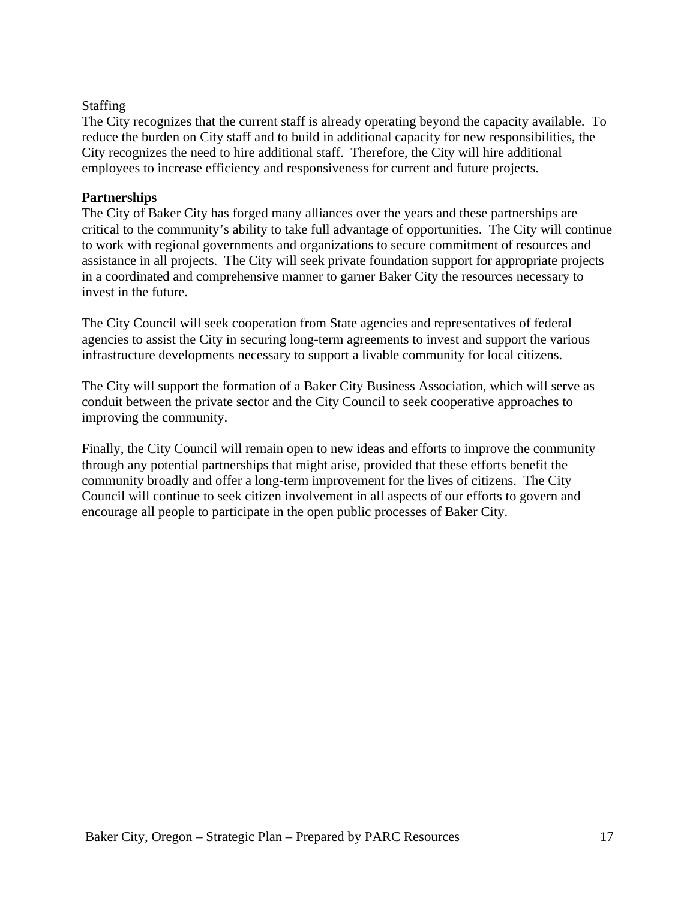<u>Staffing</u>

The City recognizes that the current staff is already operating beyond the capacity available. To reduce the burden on City staff and to build in additional capacity for new responsibilities, the City recognizes the need to hire additional staff. Therefore, the City will hire additional employees to increase efficiency and responsiveness for current and future projects.

**Partnerships**

The City of Baker City has forged many alliances over the years and these partnerships are critical to the community's ability to take full advantage of opportunities. The City will continue to work with regional governments and organizations to secure commitment of resources and assistance in all projects. The City will seek private foundation support for appropriate projects in a coordinated and comprehensive manner to garner Baker City the resources necessary to invest in the future.

The City Council will seek cooperation from State agencies and representatives of federal agencies to assist the City in securing long-term agreements to invest and support the various infrastructure developments necessary to support a livable community for local citizens.

The City will support the formation of a Baker City Business Association, which will serve as conduit between the private sector and the City Council to seek cooperative approaches to improving the community.

Finally, the City Council will remain open to new ideas and efforts to improve the community through any potential partnerships that might arise, provided that these efforts benefit the community broadly and offer a long-term improvement for the lives of citizens. The City Council will continue to seek citizen involvement in all aspects of our efforts to govern and encourage all people to participate in the open public processes of Baker City.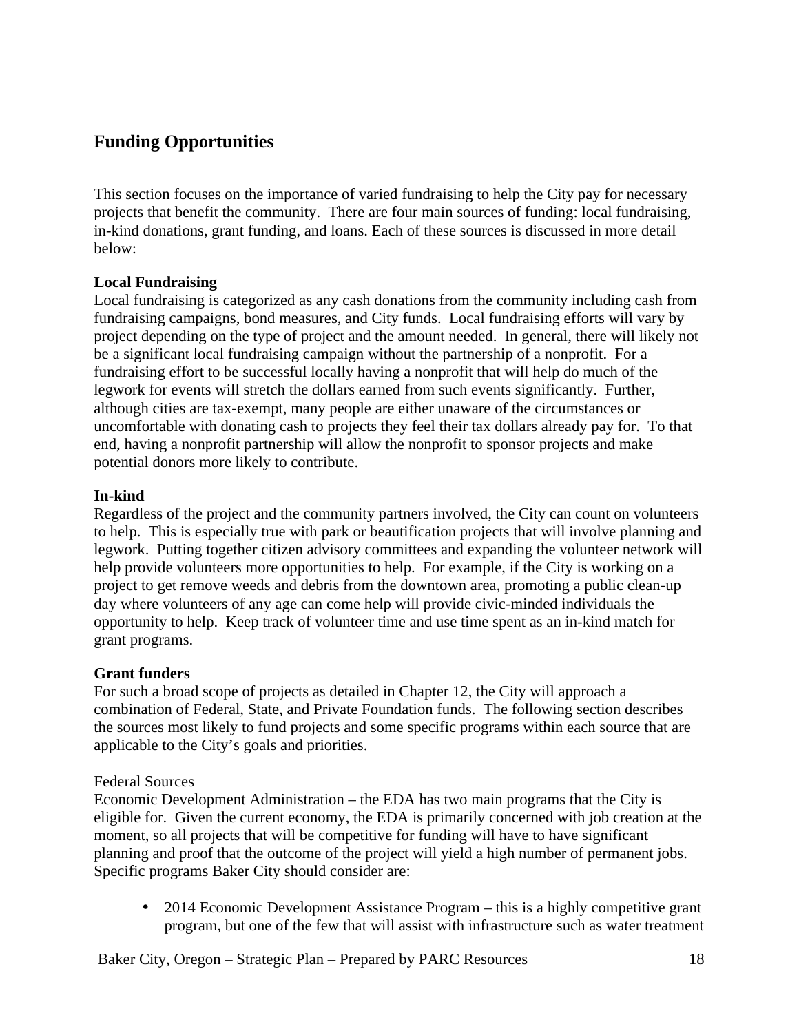## Funding Opportunities

This section focuses on the importance of varied fundraising to help the City pay for necessary projects that benefit the community. There are four main sources of funding: local fundraising, in-kind donations, grant funding, and loans. Each of these sources is discussed in more detail below:

**Local Fundraising**
Local fundraising is categorized as any cash donations from the community including cash from fundraising campaigns, bond measures, and City funds. Local fundraising efforts will vary by project depending on the type of project and the amount needed. In general, there will likely not be a significant local fundraising campaign without the partnership of a nonprofit. For a fundraising effort to be successful locally having a nonprofit that will help do much of the legwork for events will stretch the dollars earned from such events significantly. Further, although cities are tax-exempt, many people are either unaware of the circumstances or uncomfortable with donating cash to projects they feel their tax dollars already pay for. To that end, having a nonprofit partnership will allow the nonprofit to sponsor projects and make potential donors more likely to contribute.

**In-kind**
Regardless of the project and the community partners involved, the City can count on volunteers to help. This is especially true with park or beautification projects that will involve planning and legwork. Putting together citizen advisory committees and expanding the volunteer network will help provide volunteers more opportunities to help. For example, if the City is working on a project to get remove weeds and debris from the downtown area, promoting a public clean-up day where volunteers of any age can come help will provide civic-minded individuals the opportunity to help. Keep track of volunteer time and use time spent as an in-kind match for grant programs.

**Grant funders**
For such a broad scope of projects as detailed in Chapter 12, the City will approach a combination of Federal, State, and Private Foundation funds. The following section describes the sources most likely to fund projects and some specific programs within each source that are applicable to the City's goals and priorities.

<u>Federal Sources</u>
Economic Development Administration – the EDA has two main programs that the City is eligible for. Given the current economy, the EDA is primarily concerned with job creation at the moment, so all projects that will be competitive for funding will have to have significant planning and proof that the outcome of the project will yield a high number of permanent jobs. Specific programs Baker City should consider are:

- 2014 Economic Development Assistance Program – this is a highly competitive grant program, but one of the few that will assist with infrastructure such as water treatment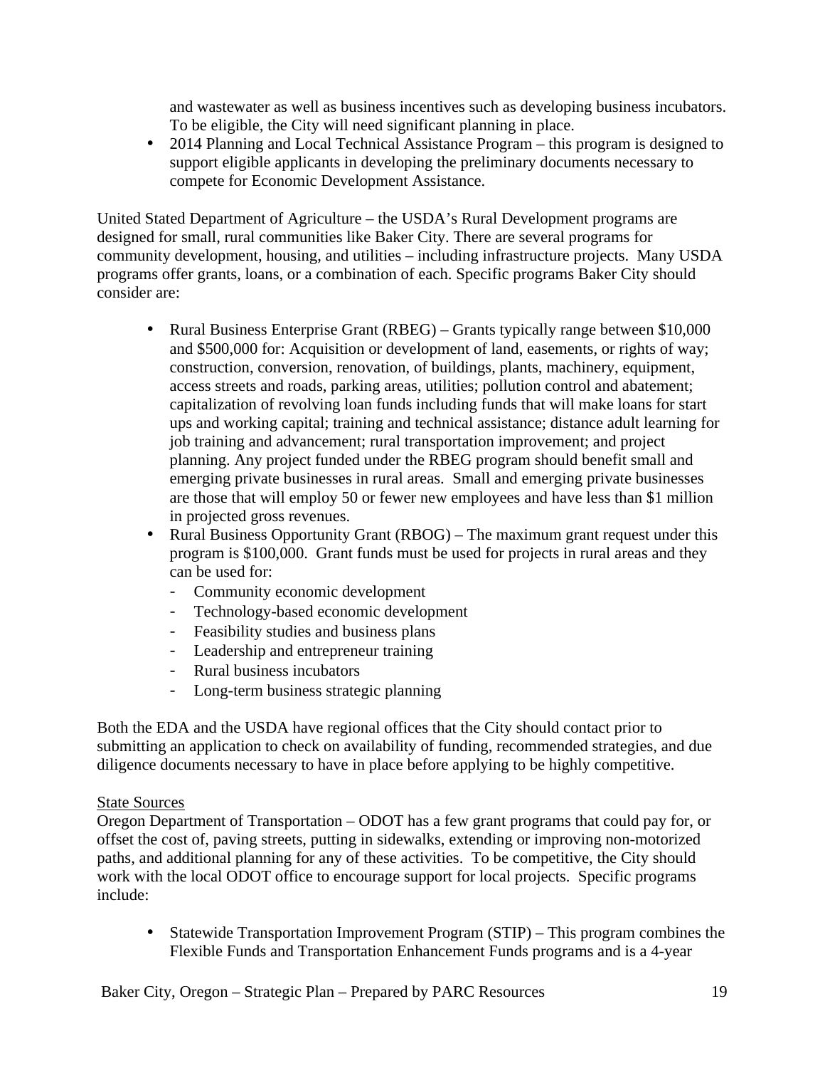and wastewater as well as business incentives such as developing business incubators. To be eligible, the City will need significant planning in place.

- 2014 Planning and Local Technical Assistance Program – this program is designed to support eligible applicants in developing the preliminary documents necessary to compete for Economic Development Assistance.

United Stated Department of Agriculture – the USDA's Rural Development programs are designed for small, rural communities like Baker City. There are several programs for community development, housing, and utilities – including infrastructure projects. Many USDA programs offer grants, loans, or a combination of each. Specific programs Baker City should consider are:

- Rural Business Enterprise Grant (RBEG) – Grants typically range between $10,000 and $500,000 for: Acquisition or development of land, easements, or rights of way; construction, conversion, renovation, of buildings, plants, machinery, equipment, access streets and roads, parking areas, utilities; pollution control and abatement; capitalization of revolving loan funds including funds that will make loans for start ups and working capital; training and technical assistance; distance adult learning for job training and advancement; rural transportation improvement; and project planning. Any project funded under the RBEG program should benefit small and emerging private businesses in rural areas. Small and emerging private businesses are those that will employ 50 or fewer new employees and have less than $1 million in projected gross revenues.
- Rural Business Opportunity Grant (RBOG) – The maximum grant request under this program is $100,000. Grant funds must be used for projects in rural areas and they can be used for:
  - Community economic development
  - Technology-based economic development
  - Feasibility studies and business plans
  - Leadership and entrepreneur training
  - Rural business incubators
  - Long-term business strategic planning

Both the EDA and the USDA have regional offices that the City should contact prior to submitting an application to check on availability of funding, recommended strategies, and due diligence documents necessary to have in place before applying to be highly competitive.

State Sources

Oregon Department of Transportation – ODOT has a few grant programs that could pay for, or offset the cost of, paving streets, putting in sidewalks, extending or improving non-motorized paths, and additional planning for any of these activities. To be competitive, the City should work with the local ODOT office to encourage support for local projects. Specific programs include:

- Statewide Transportation Improvement Program (STIP) – This program combines the Flexible Funds and Transportation Enhancement Funds programs and is a 4-year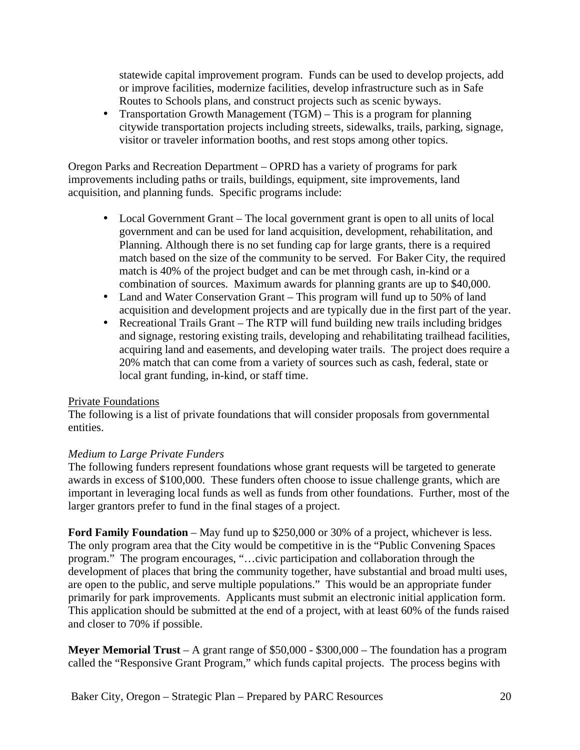statewide capital improvement program. Funds can be used to develop projects, add or improve facilities, modernize facilities, develop infrastructure such as in Safe Routes to Schools plans, and construct projects such as scenic byways.

- Transportation Growth Management (TGM) – This is a program for planning citywide transportation projects including streets, sidewalks, trails, parking, signage, visitor or traveler information booths, and rest stops among other topics.

Oregon Parks and Recreation Department – OPRD has a variety of programs for park improvements including paths or trails, buildings, equipment, site improvements, land acquisition, and planning funds. Specific programs include:

- Local Government Grant – The local government grant is open to all units of local government and can be used for land acquisition, development, rehabilitation, and Planning. Although there is no set funding cap for large grants, there is a required match based on the size of the community to be served. For Baker City, the required match is 40% of the project budget and can be met through cash, in-kind or a combination of sources. Maximum awards for planning grants are up to $40,000.
- Land and Water Conservation Grant – This program will fund up to 50% of land acquisition and development projects and are typically due in the first part of the year.
- Recreational Trails Grant – The RTP will fund building new trails including bridges and signage, restoring existing trails, developing and rehabilitating trailhead facilities, acquiring land and easements, and developing water trails. The project does require a 20% match that can come from a variety of sources such as cash, federal, state or local grant funding, in-kind, or staff time.

<u>Private Foundations</u>
The following is a list of private foundations that will consider proposals from governmental entities.

*Medium to Large Private Funders*
The following funders represent foundations whose grant requests will be targeted to generate awards in excess of $100,000. These funders often choose to issue challenge grants, which are important in leveraging local funds as well as funds from other foundations. Further, most of the larger grantors prefer to fund in the final stages of a project.

**Ford Family Foundation** – May fund up to $250,000 or 30% of a project, whichever is less. The only program area that the City would be competitive in is the "Public Convening Spaces program." The program encourages, "…civic participation and collaboration through the development of places that bring the community together, have substantial and broad multi uses, are open to the public, and serve multiple populations." This would be an appropriate funder primarily for park improvements. Applicants must submit an electronic initial application form. This application should be submitted at the end of a project, with at least 60% of the funds raised and closer to 70% if possible.

**Meyer Memorial Trust** – A grant range of $50,000 - $300,000 – The foundation has a program called the "Responsive Grant Program," which funds capital projects. The process begins with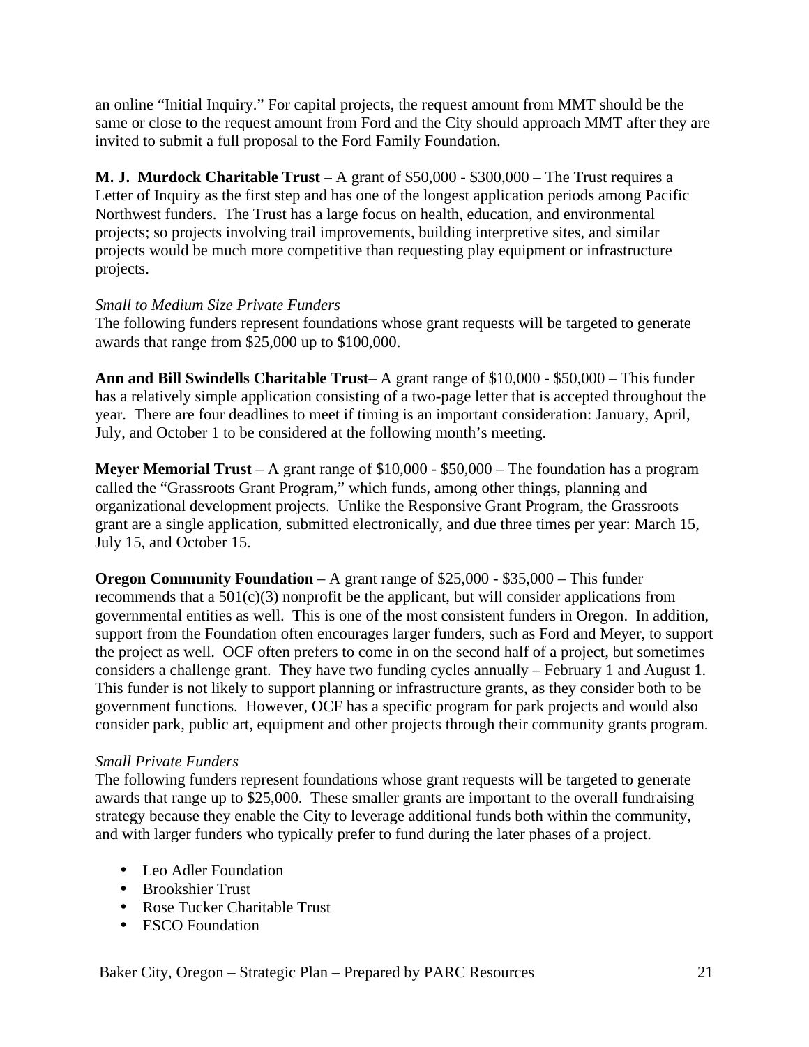an online "Initial Inquiry." For capital projects, the request amount from MMT should be the same or close to the request amount from Ford and the City should approach MMT after they are invited to submit a full proposal to the Ford Family Foundation.

**M. J. Murdock Charitable Trust** – A grant of $50,000 - $300,000 – The Trust requires a Letter of Inquiry as the first step and has one of the longest application periods among Pacific Northwest funders. The Trust has a large focus on health, education, and environmental projects; so projects involving trail improvements, building interpretive sites, and similar projects would be much more competitive than requesting play equipment or infrastructure projects.

*Small to Medium Size Private Funders*

The following funders represent foundations whose grant requests will be targeted to generate awards that range from $25,000 up to $100,000.

**Ann and Bill Swindells Charitable Trust**– A grant range of $10,000 - $50,000 – This funder has a relatively simple application consisting of a two-page letter that is accepted throughout the year. There are four deadlines to meet if timing is an important consideration: January, April, July, and October 1 to be considered at the following month's meeting.

**Meyer Memorial Trust** – A grant range of $10,000 - $50,000 – The foundation has a program called the "Grassroots Grant Program," which funds, among other things, planning and organizational development projects. Unlike the Responsive Grant Program, the Grassroots grant are a single application, submitted electronically, and due three times per year: March 15, July 15, and October 15.

**Oregon Community Foundation** – A grant range of $25,000 - $35,000 – This funder recommends that a 501(c)(3) nonprofit be the applicant, but will consider applications from governmental entities as well. This is one of the most consistent funders in Oregon. In addition, support from the Foundation often encourages larger funders, such as Ford and Meyer, to support the project as well. OCF often prefers to come in on the second half of a project, but sometimes considers a challenge grant. They have two funding cycles annually – February 1 and August 1. This funder is not likely to support planning or infrastructure grants, as they consider both to be government functions. However, OCF has a specific program for park projects and would also consider park, public art, equipment and other projects through their community grants program.

*Small Private Funders*

The following funders represent foundations whose grant requests will be targeted to generate awards that range up to $25,000. These smaller grants are important to the overall fundraising strategy because they enable the City to leverage additional funds both within the community, and with larger funders who typically prefer to fund during the later phases of a project.

- Leo Adler Foundation
- Brookshier Trust
- Rose Tucker Charitable Trust
- ESCO Foundation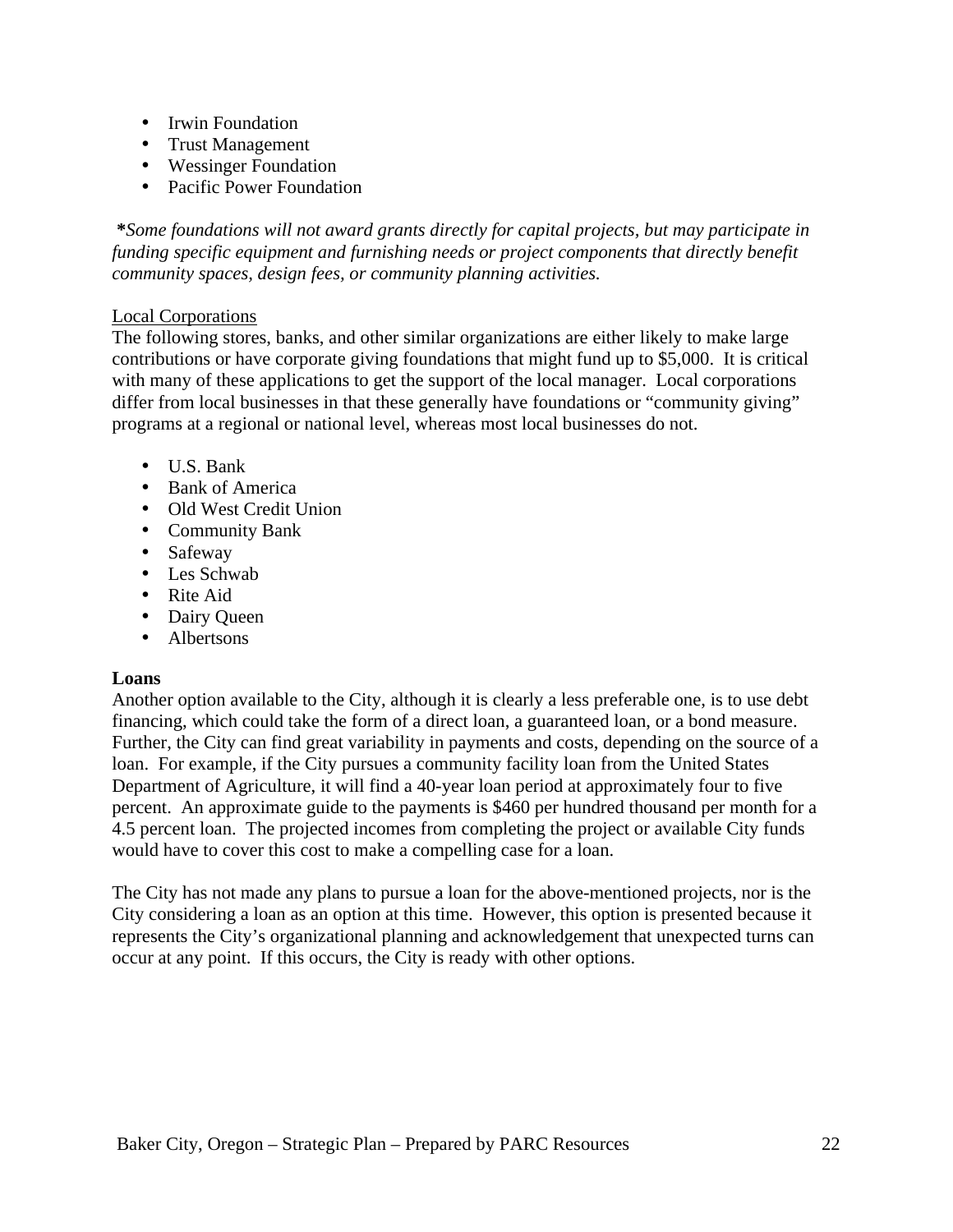- Irwin Foundation
- Trust Management
- Wessinger Foundation
- Pacific Power Foundation

***Some foundations will not award grants directly for capital projects, but may participate in funding specific equipment and furnishing needs or project components that directly benefit community spaces, design fees, or community planning activities.***

Local Corporations

The following stores, banks, and other similar organizations are either likely to make large contributions or have corporate giving foundations that might fund up to $5,000. It is critical with many of these applications to get the support of the local manager. Local corporations differ from local businesses in that these generally have foundations or "community giving" programs at a regional or national level, whereas most local businesses do not.

- U.S. Bank
- Bank of America
- Old West Credit Union
- Community Bank
- Safeway
- Les Schwab
- Rite Aid
- Dairy Queen
- Albertsons

**Loans**

Another option available to the City, although it is clearly a less preferable one, is to use debt financing, which could take the form of a direct loan, a guaranteed loan, or a bond measure. Further, the City can find great variability in payments and costs, depending on the source of a loan. For example, if the City pursues a community facility loan from the United States Department of Agriculture, it will find a 40-year loan period at approximately four to five percent. An approximate guide to the payments is $460 per hundred thousand per month for a 4.5 percent loan. The projected incomes from completing the project or available City funds would have to cover this cost to make a compelling case for a loan.

The City has not made any plans to pursue a loan for the above-mentioned projects, nor is the City considering a loan as an option at this time. However, this option is presented because it represents the City's organizational planning and acknowledgement that unexpected turns can occur at any point. If this occurs, the City is ready with other options.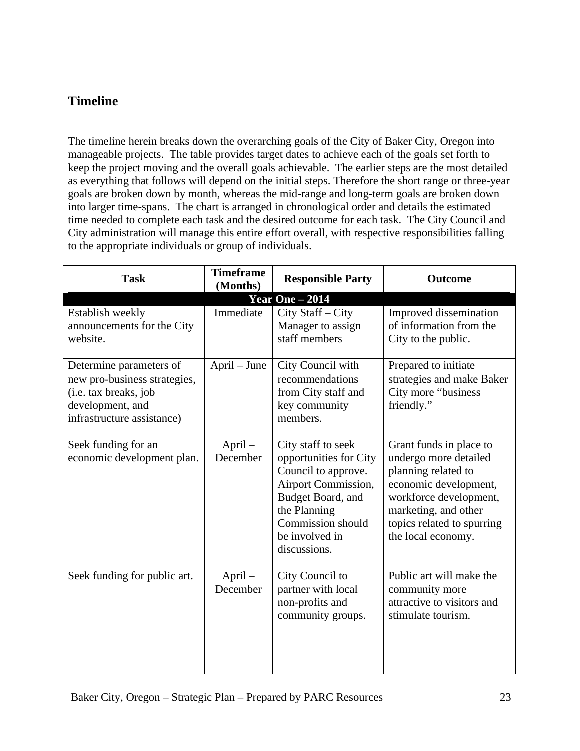## Timeline

The timeline herein breaks down the overarching goals of the City of Baker City, Oregon into manageable projects. The table provides target dates to achieve each of the goals set forth to keep the project moving and the overall goals achievable. The earlier steps are the most detailed as everything that follows will depend on the initial steps. Therefore the short range or three-year goals are broken down by month, whereas the mid-range and long-term goals are broken down into larger time-spans. The chart is arranged in chronological order and details the estimated time needed to complete each task and the desired outcome for each task. The City Council and City administration will manage this entire effort overall, with respective responsibilities falling to the appropriate individuals or group of individuals.

| Task | Timeframe (Months) | Responsible Party | Outcome |
|---|---|---|---|
| **Year One – 2014** | | | |
| Establish weekly announcements for the City website. | Immediate | City Staff – City Manager to assign staff members | Improved dissemination of information from the City to the public. |
| Determine parameters of new pro-business strategies, (i.e. tax breaks, job development, and infrastructure assistance) | April – June | City Council with recommendations from City staff and key community members. | Prepared to initiate strategies and make Baker City more "business friendly." |
| Seek funding for an economic development plan. | April – December | City staff to seek opportunities for City Council to approve. Airport Commission, Budget Board, and the Planning Commission should be involved in discussions. | Grant funds in place to undergo more detailed planning related to economic development, workforce development, marketing, and other topics related to spurring the local economy. |
| Seek funding for public art. | April – December | City Council to partner with local non-profits and community groups. | Public art will make the community more attractive to visitors and stimulate tourism. |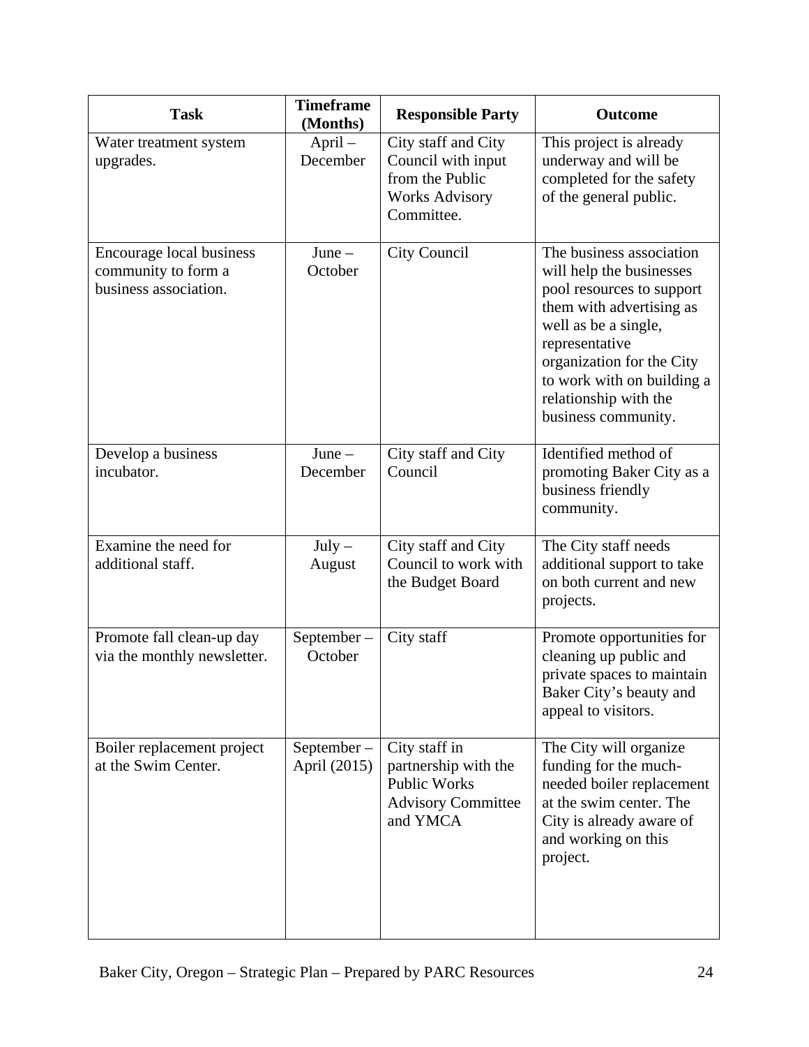| Task | Timeframe (Months) | Responsible Party | Outcome |
|---|---|---|---|
| Water treatment system upgrades. | April – December | City staff and City Council with input from the Public Works Advisory Committee. | This project is already underway and will be completed for the safety of the general public. |
| Encourage local business community to form a business association. | June – October | City Council | The business association will help the businesses pool resources to support them with advertising as well as be a single, representative organization for the City to work with on building a relationship with the business community. |
| Develop a business incubator. | June – December | City staff and City Council | Identified method of promoting Baker City as a business friendly community. |
| Examine the need for additional staff. | July – August | City staff and City Council to work with the Budget Board | The City staff needs additional support to take on both current and new projects. |
| Promote fall clean-up day via the monthly newsletter. | September – October | City staff | Promote opportunities for cleaning up public and private spaces to maintain Baker City's beauty and appeal to visitors. |
| Boiler replacement project at the Swim Center. | September – April (2015) | City staff in partnership with the Public Works Advisory Committee and YMCA | The City will organize funding for the much-needed boiler replacement at the swim center. The City is already aware of and working on this project. |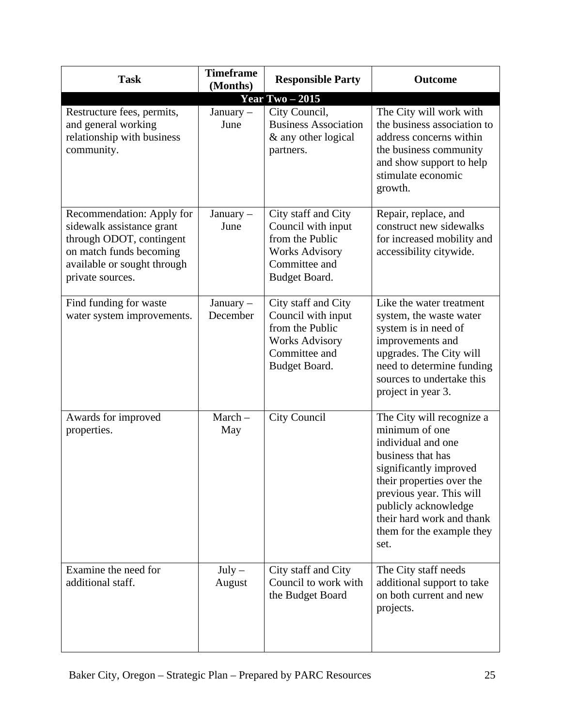| Task | Timeframe (Months) | Responsible Party | Outcome |
| --- | --- | --- | --- |
| **Year Two – 2015** | | | |
| Restructure fees, permits, and general working relationship with business community. | January – June | City Council, Business Association & any other logical partners. | The City will work with the business association to address concerns within the business community and show support to help stimulate economic growth. |
| Recommendation: Apply for sidewalk assistance grant through ODOT, contingent on match funds becoming available or sought through private sources. | January – June | City staff and City Council with input from the Public Works Advisory Committee and Budget Board. | Repair, replace, and construct new sidewalks for increased mobility and accessibility citywide. |
| Find funding for waste water system improvements. | January – December | City staff and City Council with input from the Public Works Advisory Committee and Budget Board. | Like the water treatment system, the waste water system is in need of improvements and upgrades. The City will need to determine funding sources to undertake this project in year 3. |
| Awards for improved properties. | March – May | City Council | The City will recognize a minimum of one individual and one business that has significantly improved their properties over the previous year. This will publicly acknowledge their hard work and thank them for the example they set. |
| Examine the need for additional staff. | July – August | City staff and City Council to work with the Budget Board | The City staff needs additional support to take on both current and new projects. |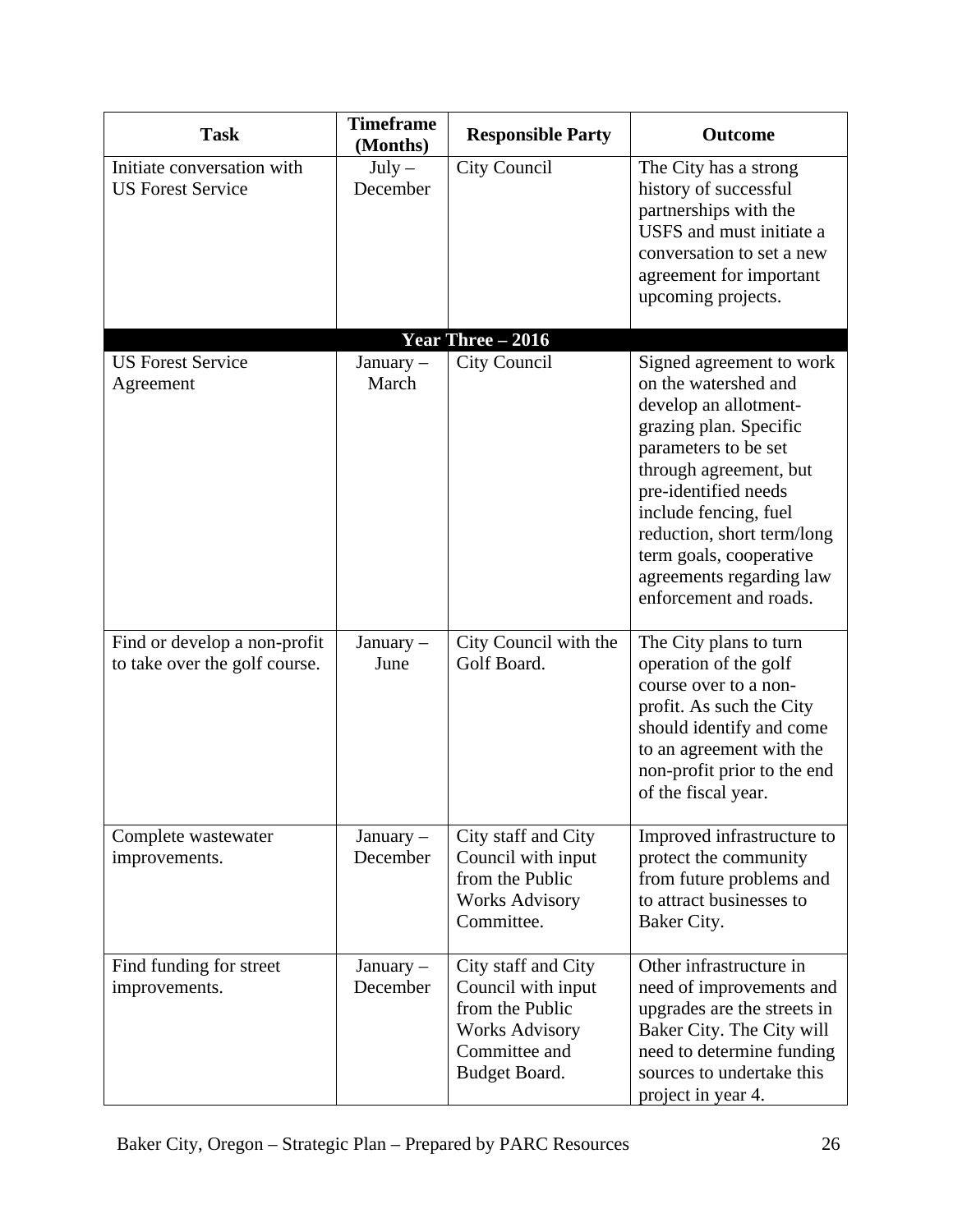| Task | Timeframe (Months) | Responsible Party | Outcome |
|---|---|---|---|
| Initiate conversation with US Forest Service | July – December | City Council | The City has a strong history of successful partnerships with the USFS and must initiate a conversation to set a new agreement for important upcoming projects. |
| **Year Three – 2016** | | | |
| US Forest Service Agreement | January – March | City Council | Signed agreement to work on the watershed and develop an allotment-grazing plan. Specific parameters to be set through agreement, but pre-identified needs include fencing, fuel reduction, short term/long term goals, cooperative agreements regarding law enforcement and roads. |
| Find or develop a non-profit to take over the golf course. | January – June | City Council with the Golf Board. | The City plans to turn operation of the golf course over to a non-profit. As such the City should identify and come to an agreement with the non-profit prior to the end of the fiscal year. |
| Complete wastewater improvements. | January – December | City staff and City Council with input from the Public Works Advisory Committee. | Improved infrastructure to protect the community from future problems and to attract businesses to Baker City. |
| Find funding for street improvements. | January – December | City staff and City Council with input from the Public Works Advisory Committee and Budget Board. | Other infrastructure in need of improvements and upgrades are the streets in Baker City. The City will need to determine funding sources to undertake this project in year 4. |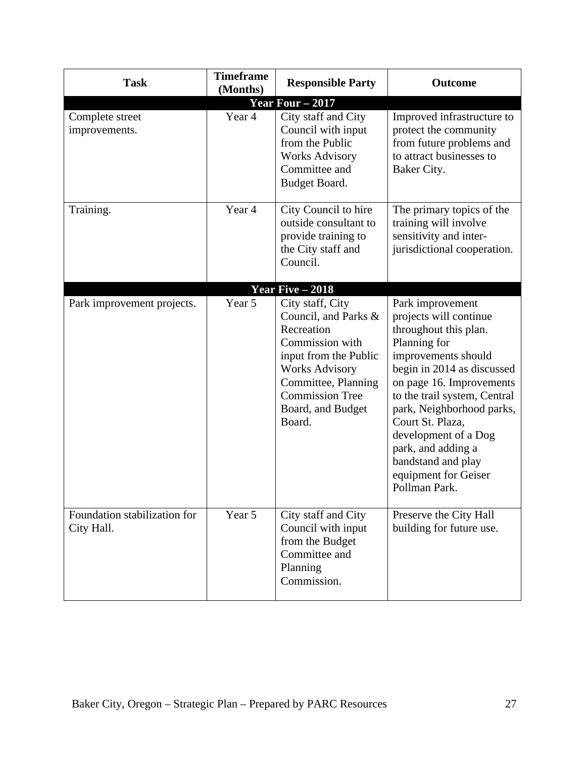| Task | Timeframe (Months) | Responsible Party | Outcome |
|---|---|---|---|
| **Year Four – 2017** | | | |
| Complete street improvements. | Year 4 | City staff and City Council with input from the Public Works Advisory Committee and Budget Board. | Improved infrastructure to protect the community from future problems and to attract businesses to Baker City. |
| Training. | Year 4 | City Council to hire outside consultant to provide training to the City staff and Council. | The primary topics of the training will involve sensitivity and inter-jurisdictional cooperation. |
| **Year Five – 2018** | | | |
| Park improvement projects. | Year 5 | City staff, City Council, and Parks & Recreation Commission with input from the Public Works Advisory Committee, Planning Commission Tree Board, and Budget Board. | Park improvement projects will continue throughout this plan. Planning for improvements should begin in 2014 as discussed on page 16. Improvements to the trail system, Central park, Neighborhood parks, Court St. Plaza, development of a Dog park, and adding a bandstand and play equipment for Geiser Pollman Park. |
| Foundation stabilization for City Hall. | Year 5 | City staff and City Council with input from the Budget Committee and Planning Commission. | Preserve the City Hall building for future use. |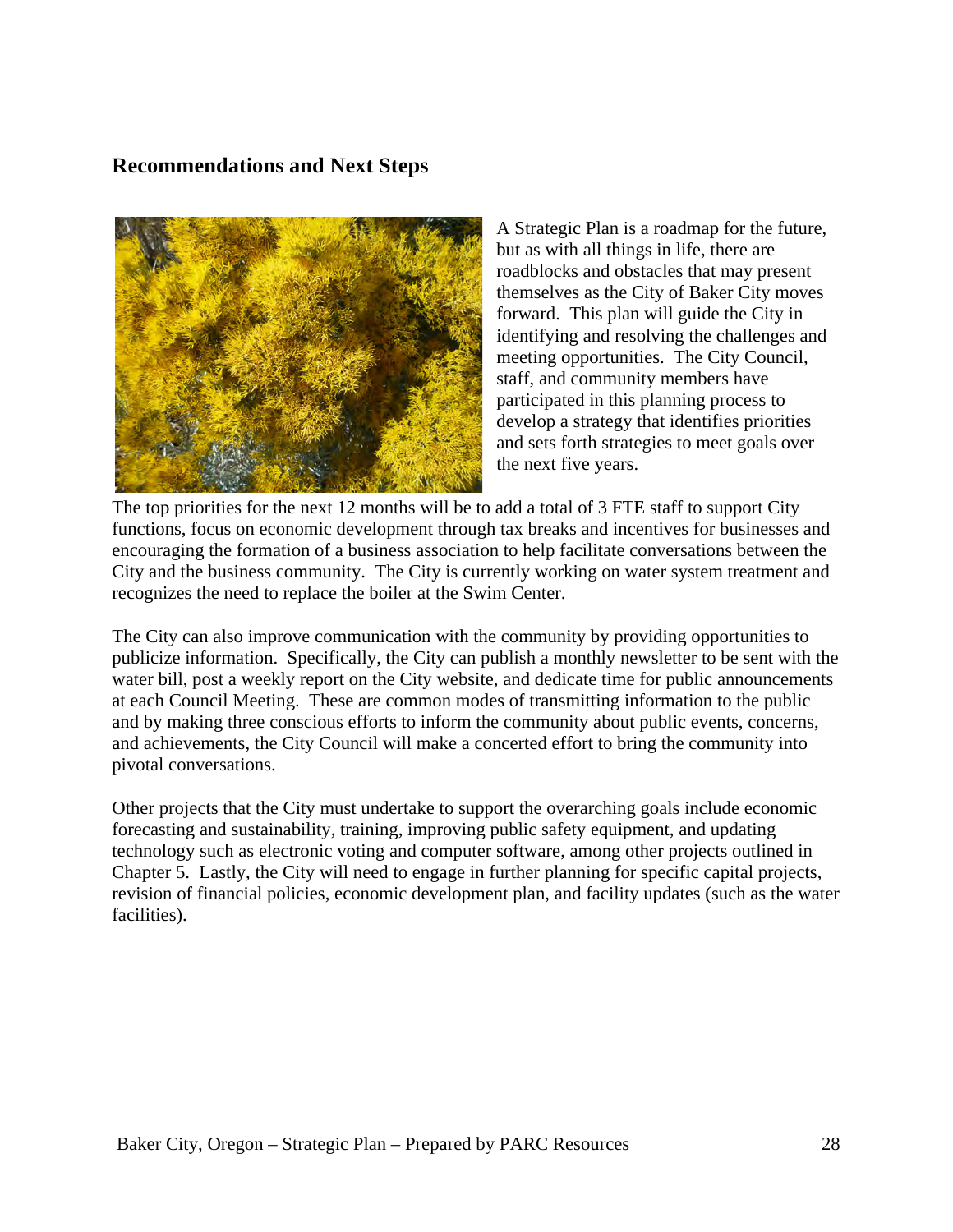## Recommendations and Next Steps

A Strategic Plan is a roadmap for the future, but as with all things in life, there are roadblocks and obstacles that may present themselves as the City of Baker City moves forward. This plan will guide the City in identifying and resolving the challenges and meeting opportunities. The City Council, staff, and community members have participated in this planning process to develop a strategy that identifies priorities and sets forth strategies to meet goals over the next five years.

The top priorities for the next 12 months will be to add a total of 3 FTE staff to support City functions, focus on economic development through tax breaks and incentives for businesses and encouraging the formation of a business association to help facilitate conversations between the City and the business community. The City is currently working on water system treatment and recognizes the need to replace the boiler at the Swim Center.

The City can also improve communication with the community by providing opportunities to publicize information. Specifically, the City can publish a monthly newsletter to be sent with the water bill, post a weekly report on the City website, and dedicate time for public announcements at each Council Meeting. These are common modes of transmitting information to the public and by making three conscious efforts to inform the community about public events, concerns, and achievements, the City Council will make a concerted effort to bring the community into pivotal conversations.

Other projects that the City must undertake to support the overarching goals include economic forecasting and sustainability, training, improving public safety equipment, and updating technology such as electronic voting and computer software, among other projects outlined in Chapter 5. Lastly, the City will need to engage in further planning for specific capital projects, revision of financial policies, economic development plan, and facility updates (such as the water facilities).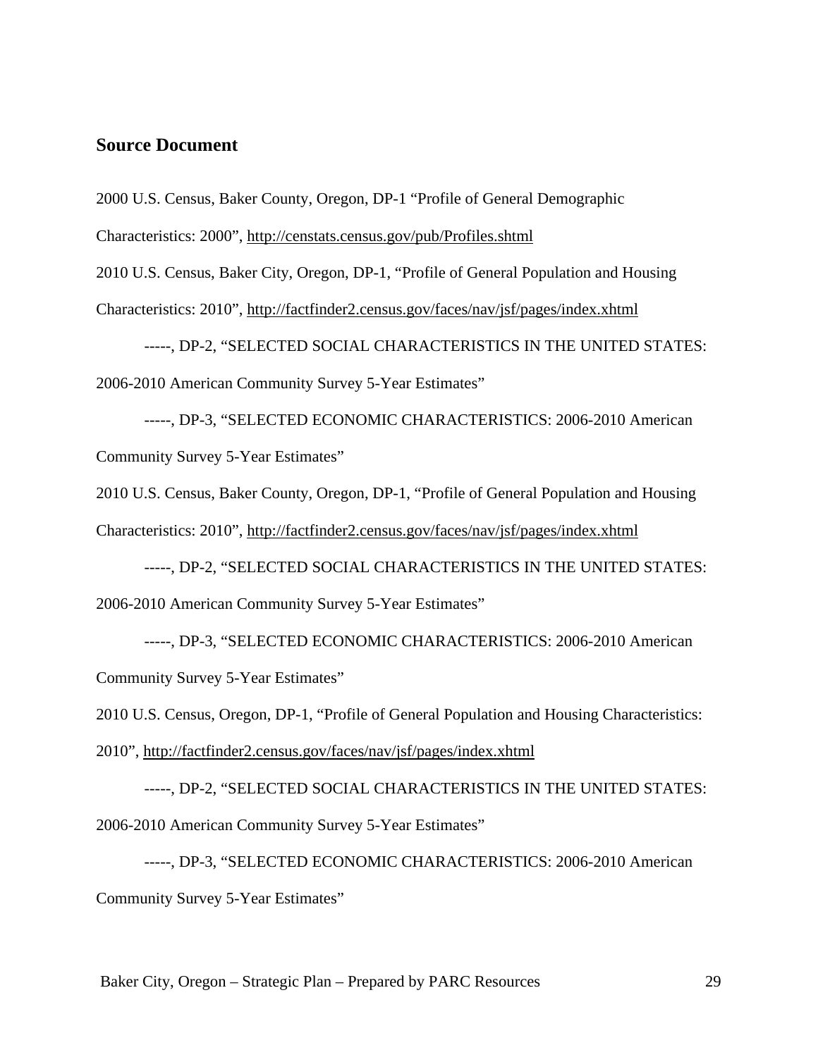## Source Document

2000 U.S. Census, Baker County, Oregon, DP-1 “Profile of General Demographic Characteristics: 2000”, http://censtats.census.gov/pub/Profiles.shtml

2010 U.S. Census, Baker City, Oregon, DP-1, “Profile of General Population and Housing Characteristics: 2010”, http://factfinder2.census.gov/faces/nav/jsf/pages/index.xhtml

-----, DP-2, “SELECTED SOCIAL CHARACTERISTICS IN THE UNITED STATES: 2006-2010 American Community Survey 5-Year Estimates”

-----, DP-3, “SELECTED ECONOMIC CHARACTERISTICS: 2006-2010 American Community Survey 5-Year Estimates”

2010 U.S. Census, Baker County, Oregon, DP-1, “Profile of General Population and Housing Characteristics: 2010”, http://factfinder2.census.gov/faces/nav/jsf/pages/index.xhtml

-----, DP-2, “SELECTED SOCIAL CHARACTERISTICS IN THE UNITED STATES: 2006-2010 American Community Survey 5-Year Estimates”

-----, DP-3, “SELECTED ECONOMIC CHARACTERISTICS: 2006-2010 American Community Survey 5-Year Estimates”

2010 U.S. Census, Oregon, DP-1, “Profile of General Population and Housing Characteristics: 2010”, http://factfinder2.census.gov/faces/nav/jsf/pages/index.xhtml

-----, DP-2, “SELECTED SOCIAL CHARACTERISTICS IN THE UNITED STATES: 2006-2010 American Community Survey 5-Year Estimates”

-----, DP-3, “SELECTED ECONOMIC CHARACTERISTICS: 2006-2010 American Community Survey 5-Year Estimates”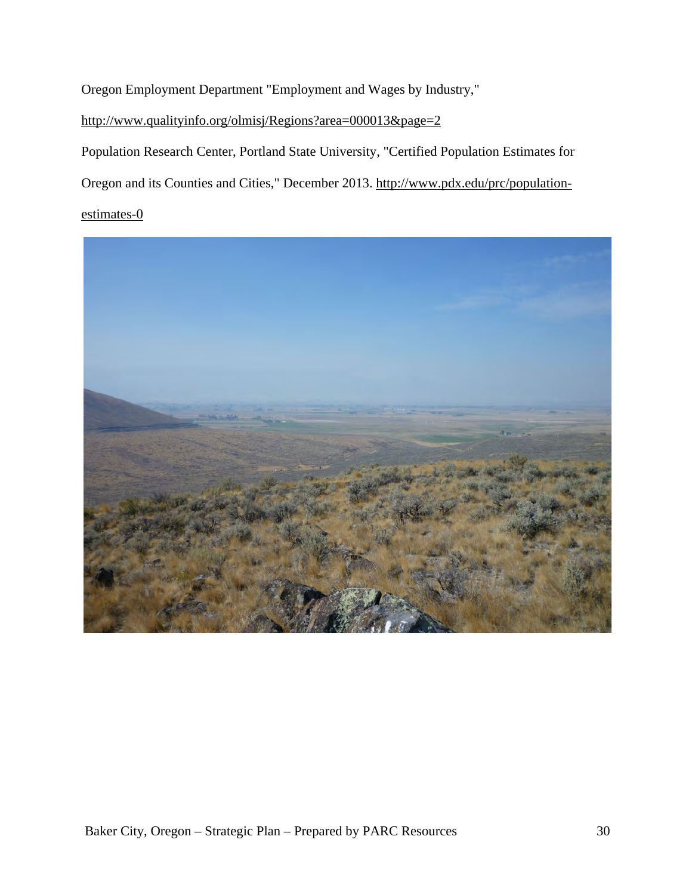Oregon Employment Department "Employment and Wages by Industry,"

http://www.qualityinfo.org/olmisj/Regions?area=000013&page=2

Population Research Center, Portland State University, "Certified Population Estimates for Oregon and its Counties and Cities," December 2013. http://www.pdx.edu/prc/population-estimates-0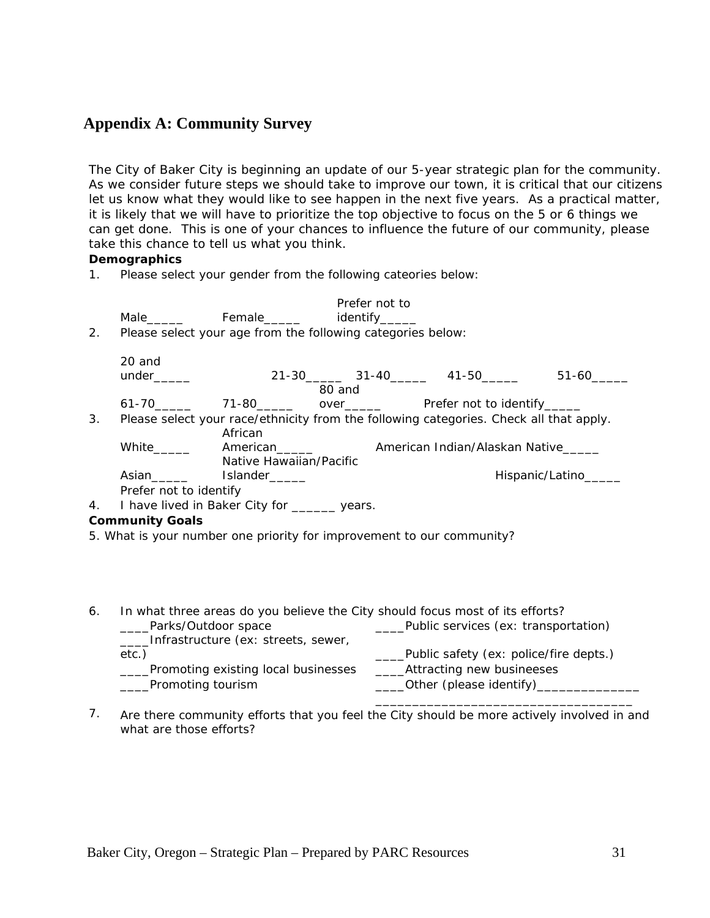## Appendix A: Community Survey

The City of Baker City is beginning an update of our 5-year strategic plan for the community. As we consider future steps we should take to improve our town, it is critical that our citizens let us know what they would like to see happen in the next five years. As a practical matter, it is likely that we will have to prioritize the top objective to focus on the 5 or 6 things we can get done. This is one of your chances to influence the future of our community, please take this chance to tell us what you think.

**Demographics**

1. Please select your gender from the following cateories below:

   Male_____ Female_____ Prefer not to identify_____

2. Please select your age from the following categories below:

   20 and under_____ 21-30_____ 31-40_____ 41-50_____ 51-60_____
   61-70_____ 71-80_____ 80 and over_____ Prefer not to identify_____

3. Please select your race/ethnicity from the following categories. Check all that apply.

   White_____ African American_____ American Indian/Alaskan Native_____
   Asian_____ Native Hawaiian/Pacific Islander_____ Hispanic/Latino_____
   Prefer not to identify

4. I have lived in Baker City for ______ years.

**Community Goals**

5. What is your number one priority for improvement to our community?

6. In what three areas do you believe the City should focus most of its efforts?

   ____Parks/Outdoor space
   ____Public services (ex: transportation)
   ____Infrastructure (ex: streets, sewer, etc.)
   ____Public safety (ex: police/fire depts.)
   ____Promoting existing local businesses
   ____Attracting new busineeses
   ____Promoting tourism
   ____Other (please identify)______________ __________________________________

7. Are there community efforts that you feel the City should be more actively involved in and what are those efforts?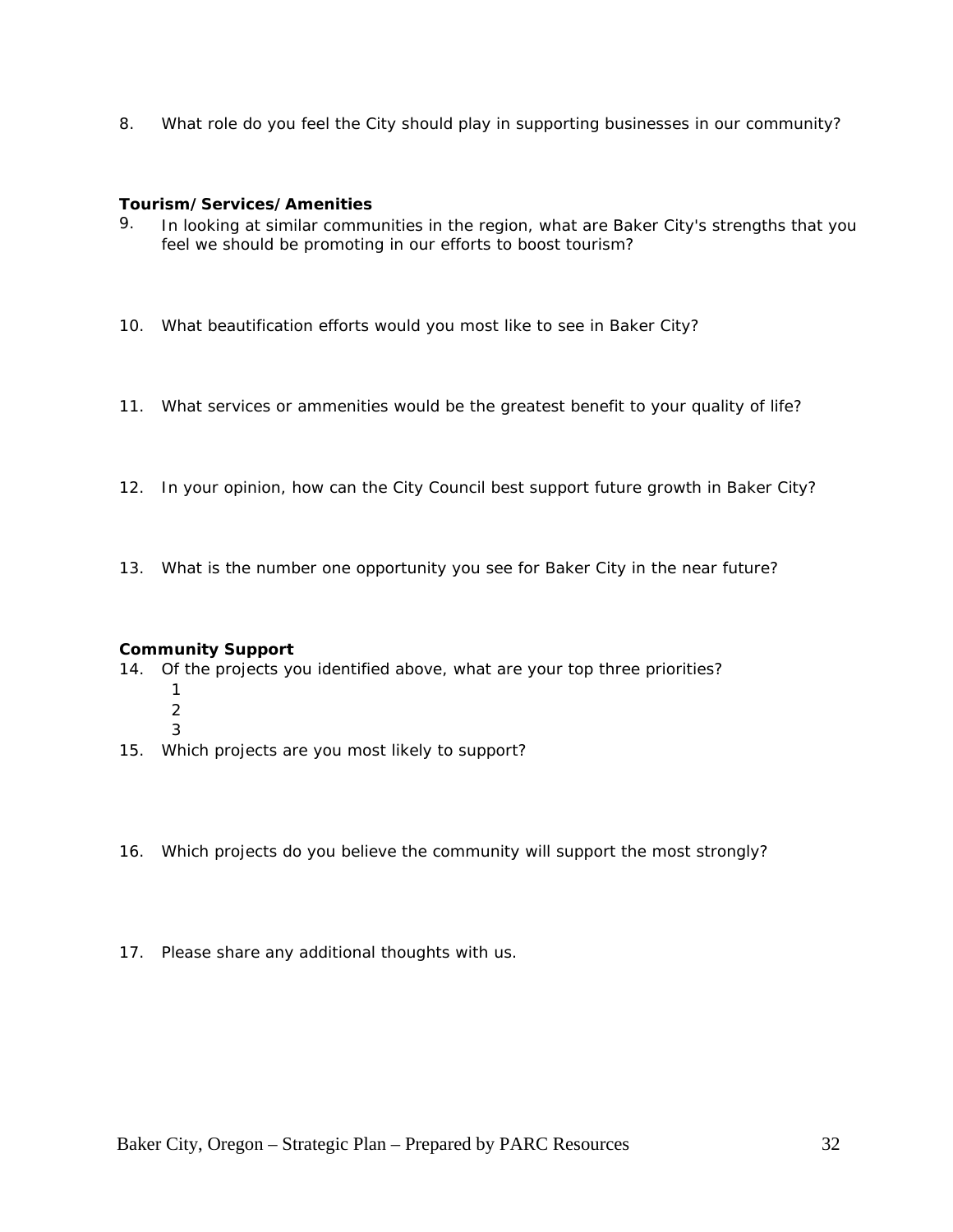8. What role do you feel the City should play in supporting businesses in our community?

**Tourism/Services/Amenities**

9. In looking at similar communities in the region, what are Baker City's strengths that you feel we should be promoting in our efforts to boost tourism?

10. What beautification efforts would you most like to see in Baker City?

11. What services or ammenities would be the greatest benefit to your quality of life?

12. In your opinion, how can the City Council best support future growth in Baker City?

13. What is the number one opportunity you see for Baker City in the near future?

**Community Support**

14. Of the projects you identified above, what are your top three priorities?
    1
    2
    3
15. Which projects are you most likely to support?

16. Which projects do you believe the community will support the most strongly?

17. Please share any additional thoughts with us.